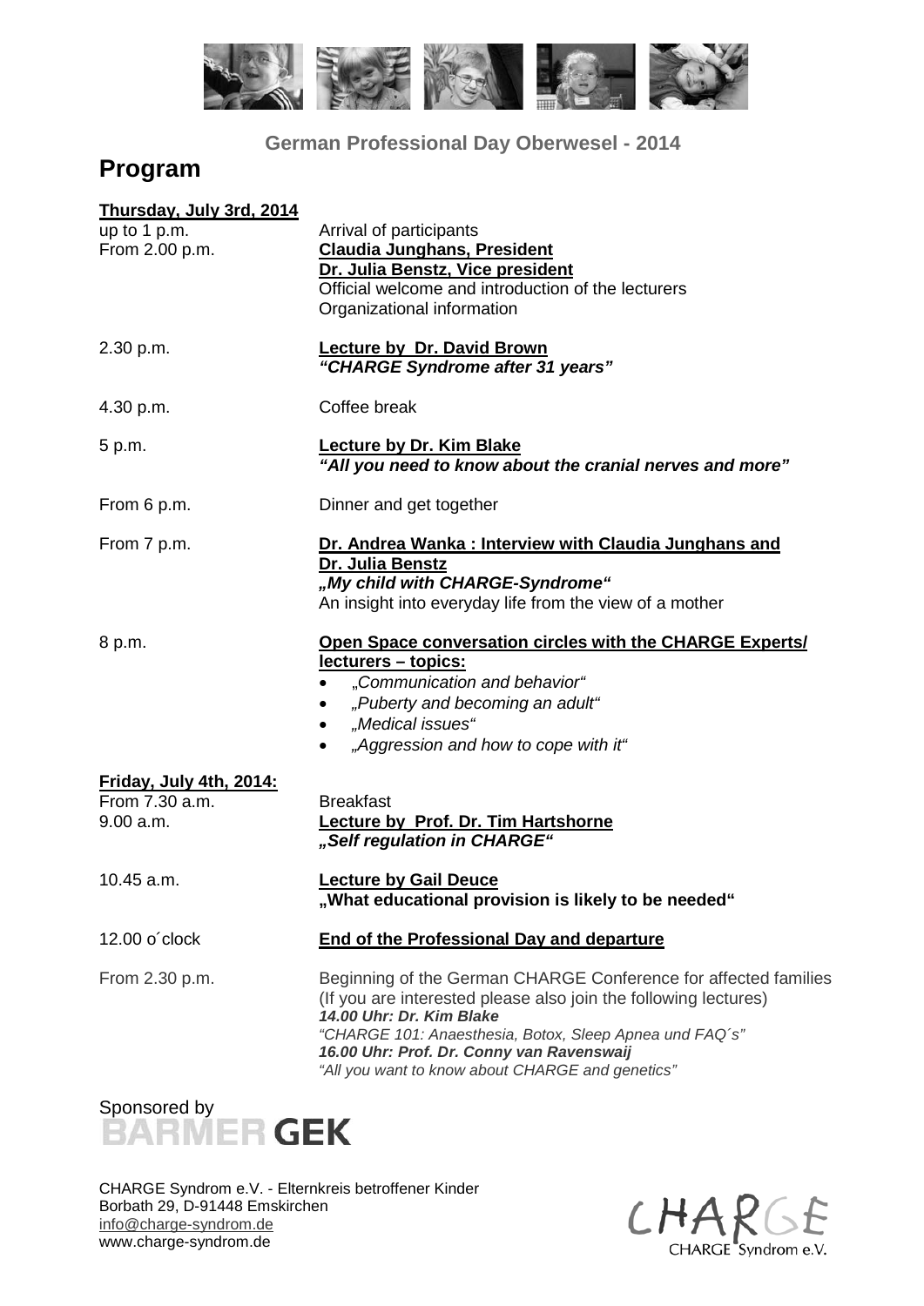German Professional Day Oberwesel - 2014

# Program

**Thursday, July 3rd, 2014**

| | |
|---|---|
| up to 1 p.m. | Arrival of participants |
| From 2.00 p.m. | **Claudia Junghans, President**<br>**Dr. Julia Benstz, Vice president**<br>Official welcome and introduction of the lecturers<br>Organizational information |
| 2.30 p.m. | **Lecture by Dr. David Brown**<br>***"CHARGE Syndrome after 31 years"*** |
| 4.30 p.m. | Coffee break |
| 5 p.m. | **Lecture by Dr. Kim Blake**<br>***"All you need to know about the cranial nerves and more"*** |
| From 6 p.m. | Dinner and get together |
| From 7 p.m. | **Dr. Andrea Wanka : Interview with Claudia Junghans and Dr. Julia Benstz**<br>***„My child with CHARGE-Syndrome"***<br>An insight into everyday life from the view of a mother |
| 8 p.m. | **Open Space conversation circles with the CHARGE Experts/ lecturers – topics:**<br>• *„Communication and behavior"*<br>• *„Puberty and becoming an adult"*<br>• *„Medical issues"*<br>• *„Aggression and how to cope with it"* |

**Friday, July 4th, 2014:**

| | |
|---|---|
| From 7.30 a.m. | Breakfast |
| 9.00 a.m. | **Lecture by Prof. Dr. Tim Hartshorne**<br>***„Self regulation in CHARGE"*** |
| 10.45 a.m. | **Lecture by Gail Deuce**<br>**„What educational provision is likely to be needed"** |
| 12.00 o´clock | **End of the Professional Day and departure** |
| From 2.30 p.m. | Beginning of the German CHARGE Conference for affected families (If you are interested please also join the following lectures)<br>***14.00 Uhr: Dr. Kim Blake***<br>*"CHARGE 101: Anaesthesia, Botox, Sleep Apnea und FAQ´s"*<br>***16.00 Uhr: Prof. Dr. Conny van Ravenswaij***<br>*"All you want to know about CHARGE and genetics"* |

Sponsored by BARMER GEK

CHARGE Syndrom e.V. - Elternkreis betroffener Kinder
Borbath 29, D-91448 Emskirchen
info@charge-syndrom.de
www.charge-syndrom.de

CHARGE Syndrom e.V.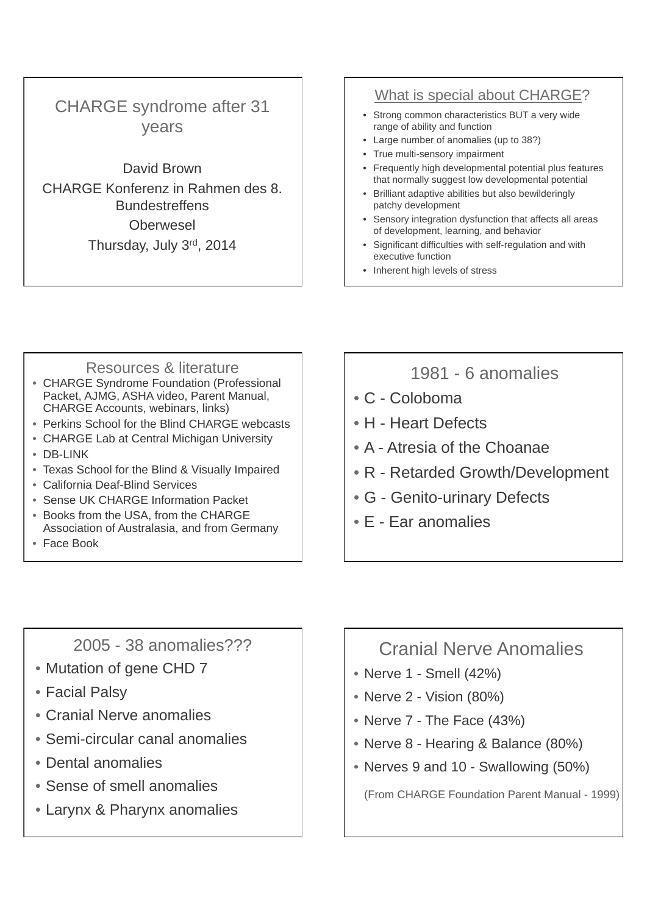## CHARGE syndrome after 31 years

David Brown

CHARGE Konferenz in Rahmen des 8. Bundestreffens

Oberwesel

Thursday, July 3rd, 2014

## What is special about CHARGE?

- Strong common characteristics BUT a very wide range of ability and function
- Large number of anomalies (up to 38?)
- True multi-sensory impairment
- Frequently high developmental potential plus features that normally suggest low developmental potential
- Brilliant adaptive abilities but also bewilderingly patchy development
- Sensory integration dysfunction that affects all areas of development, learning, and behavior
- Significant difficulties with self-regulation and with executive function
- Inherent high levels of stress

## Resources & literature

- CHARGE Syndrome Foundation (Professional Packet, AJMG, ASHA video, Parent Manual, CHARGE Accounts, webinars, links)
- Perkins School for the Blind CHARGE webcasts
- CHARGE Lab at Central Michigan University
- DB-LINK
- Texas School for the Blind & Visually Impaired
- California Deaf-Blind Services
- Sense UK CHARGE Information Packet
- Books from the USA, from the CHARGE Association of Australasia, and from Germany
- Face Book

## 1981 - 6 anomalies

- C - Coloboma
- H - Heart Defects
- A - Atresia of the Choanae
- R - Retarded Growth/Development
- G - Genito-urinary Defects
- E - Ear anomalies

## 2005 - 38 anomalies???

- Mutation of gene CHD 7
- Facial Palsy
- Cranial Nerve anomalies
- Semi-circular canal anomalies
- Dental anomalies
- Sense of smell anomalies
- Larynx & Pharynx anomalies

## Cranial Nerve Anomalies

- Nerve 1 - Smell (42%)
- Nerve 2 - Vision (80%)
- Nerve 7 - The Face (43%)
- Nerve 8 - Hearing & Balance (80%)
- Nerves 9 and 10 - Swallowing (50%)

(From CHARGE Foundation Parent Manual - 1999)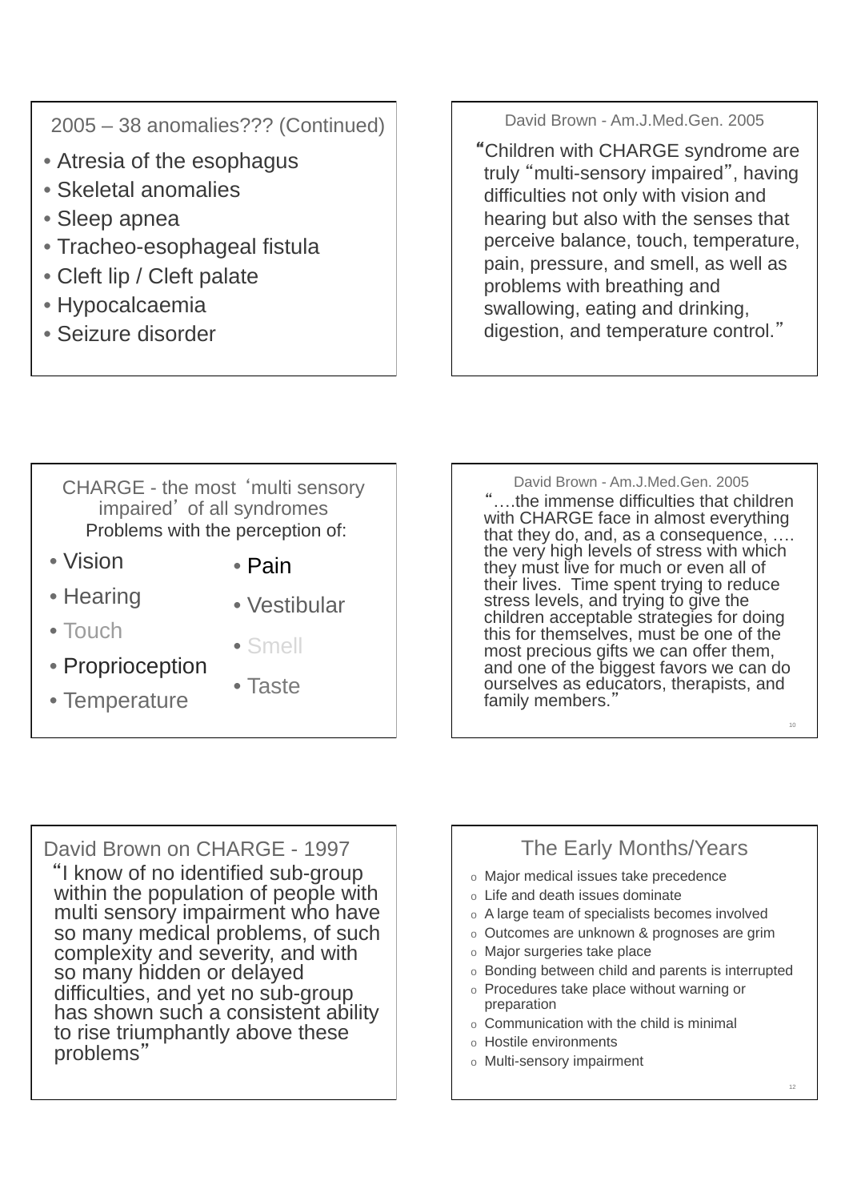## 2005 – 38 anomalies??? (Continued)

- Atresia of the esophagus
- Skeletal anomalies
- Sleep apnea
- Tracheo-esophageal fistula
- Cleft lip / Cleft palate
- Hypocalcaemia
- Seizure disorder

## David Brown - Am.J.Med.Gen. 2005

"Children with CHARGE syndrome are truly "multi-sensory impaired", having difficulties not only with vision and hearing but also with the senses that perceive balance, touch, temperature, pain, pressure, and smell, as well as problems with breathing and swallowing, eating and drinking, digestion, and temperature control."

## CHARGE - the most 'multi sensory impaired' of all syndromes

Problems with the perception of:

- Vision
- Hearing
- Touch
- Proprioception
- Temperature
- Pain
- Vestibular
- Smell
- Taste

## David Brown - Am.J.Med.Gen. 2005

"….the immense difficulties that children with CHARGE face in almost everything that they do, and, as a consequence, …. the very high levels of stress with which they must live for much or even all of their lives. Time spent trying to reduce stress levels, and trying to give the children acceptable strategies for doing this for themselves, must be one of the most precious gifts we can offer them, and one of the biggest favors we can do ourselves as educators, therapists, and family members."

## David Brown on CHARGE - 1997

"I know of no identified sub-group within the population of people with multi sensory impairment who have so many medical problems, of such complexity and severity, and with so many hidden or delayed difficulties, and yet no sub-group has shown such a consistent ability to rise triumphantly above these problems"

## The Early Months/Years

- Major medical issues take precedence
- Life and death issues dominate
- A large team of specialists becomes involved
- Outcomes are unknown & prognoses are grim
- Major surgeries take place
- Bonding between child and parents is interrupted
- Procedures take place without warning or preparation
- Communication with the child is minimal
- Hostile environments
- Multi-sensory impairment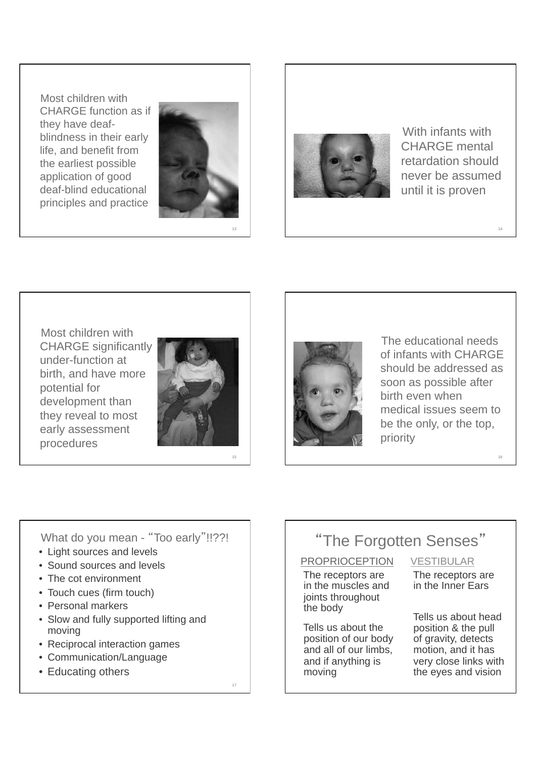Most children with CHARGE function as if they have deaf-blindness in their early life, and benefit from the earliest possible application of good deaf-blind educational principles and practice

With infants with CHARGE mental retardation should never be assumed until it is proven

Most children with CHARGE significantly under-function at birth, and have more potential for development than they reveal to most early assessment procedures

The educational needs of infants with CHARGE should be addressed as soon as possible after birth even when medical issues seem to be the only, or the top, priority

What do you mean - "Too early"!!??!

- Light sources and levels
- Sound sources and levels
- The cot environment
- Touch cues (firm touch)
- Personal markers
- Slow and fully supported lifting and moving
- Reciprocal interaction games
- Communication/Language
- Educating others

## "The Forgotten Senses"

PROPRIOCEPTION

The receptors are in the muscles and joints throughout the body

Tells us about the position of our body and all of our limbs, and if anything is moving

VESTIBULAR

The receptors are in the Inner Ears

Tells us about head position & the pull of gravity, detects motion, and it has very close links with the eyes and vision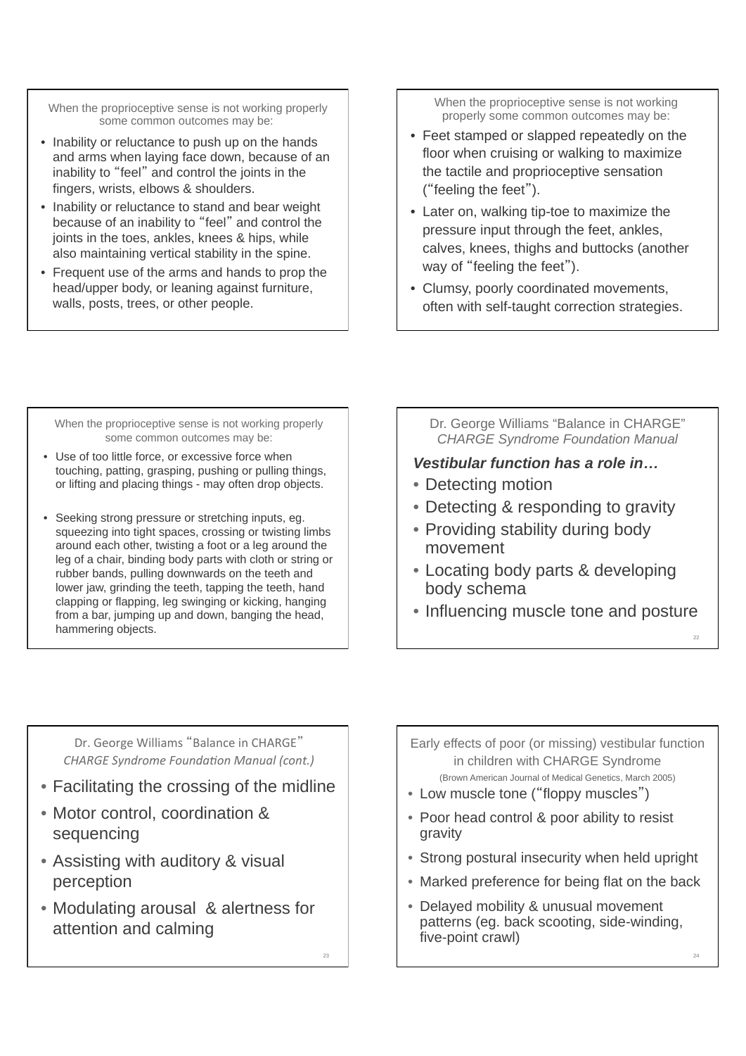### When the proprioceptive sense is not working properly some common outcomes may be:

- Inability or reluctance to push up on the hands and arms when laying face down, because of an inability to "feel" and control the joints in the fingers, wrists, elbows & shoulders.
- Inability or reluctance to stand and bear weight because of an inability to "feel" and control the joints in the toes, ankles, knees & hips, while also maintaining vertical stability in the spine.
- Frequent use of the arms and hands to prop the head/upper body, or leaning against furniture, walls, posts, trees, or other people.

### When the proprioceptive sense is not working properly some common outcomes may be:

- Feet stamped or slapped repeatedly on the floor when cruising or walking to maximize the tactile and proprioceptive sensation ("feeling the feet").
- Later on, walking tip-toe to maximize the pressure input through the feet, ankles, calves, knees, thighs and buttocks (another way of "feeling the feet").
- Clumsy, poorly coordinated movements, often with self-taught correction strategies.

### When the proprioceptive sense is not working properly some common outcomes may be:

- Use of too little force, or excessive force when touching, patting, grasping, pushing or pulling things, or lifting and placing things - may often drop objects.
- Seeking strong pressure or stretching inputs, eg. squeezing into tight spaces, crossing or twisting limbs around each other, twisting a foot or a leg around the leg of a chair, binding body parts with cloth or string or rubber bands, pulling downwards on the teeth and lower jaw, grinding the teeth, tapping the teeth, hand clapping or flapping, leg swinging or kicking, hanging from a bar, jumping up and down, banging the head, hammering objects.

### Dr. George Williams "Balance in CHARGE" *CHARGE Syndrome Foundation Manual*

***Vestibular function has a role in…***

- Detecting motion
- Detecting & responding to gravity
- Providing stability during body movement
- Locating body parts & developing body schema
- Influencing muscle tone and posture

### Dr. George Williams "Balance in CHARGE" *CHARGE Syndrome Foundation Manual (cont.)*

- Facilitating the crossing of the midline
- Motor control, coordination & sequencing
- Assisting with auditory & visual perception
- Modulating arousal & alertness for attention and calming

### Early effects of poor (or missing) vestibular function in children with CHARGE Syndrome

(Brown American Journal of Medical Genetics, March 2005)

- Low muscle tone ("floppy muscles")
- Poor head control & poor ability to resist gravity
- Strong postural insecurity when held upright
- Marked preference for being flat on the back
- Delayed mobility & unusual movement patterns (eg. back scooting, side-winding, five-point crawl)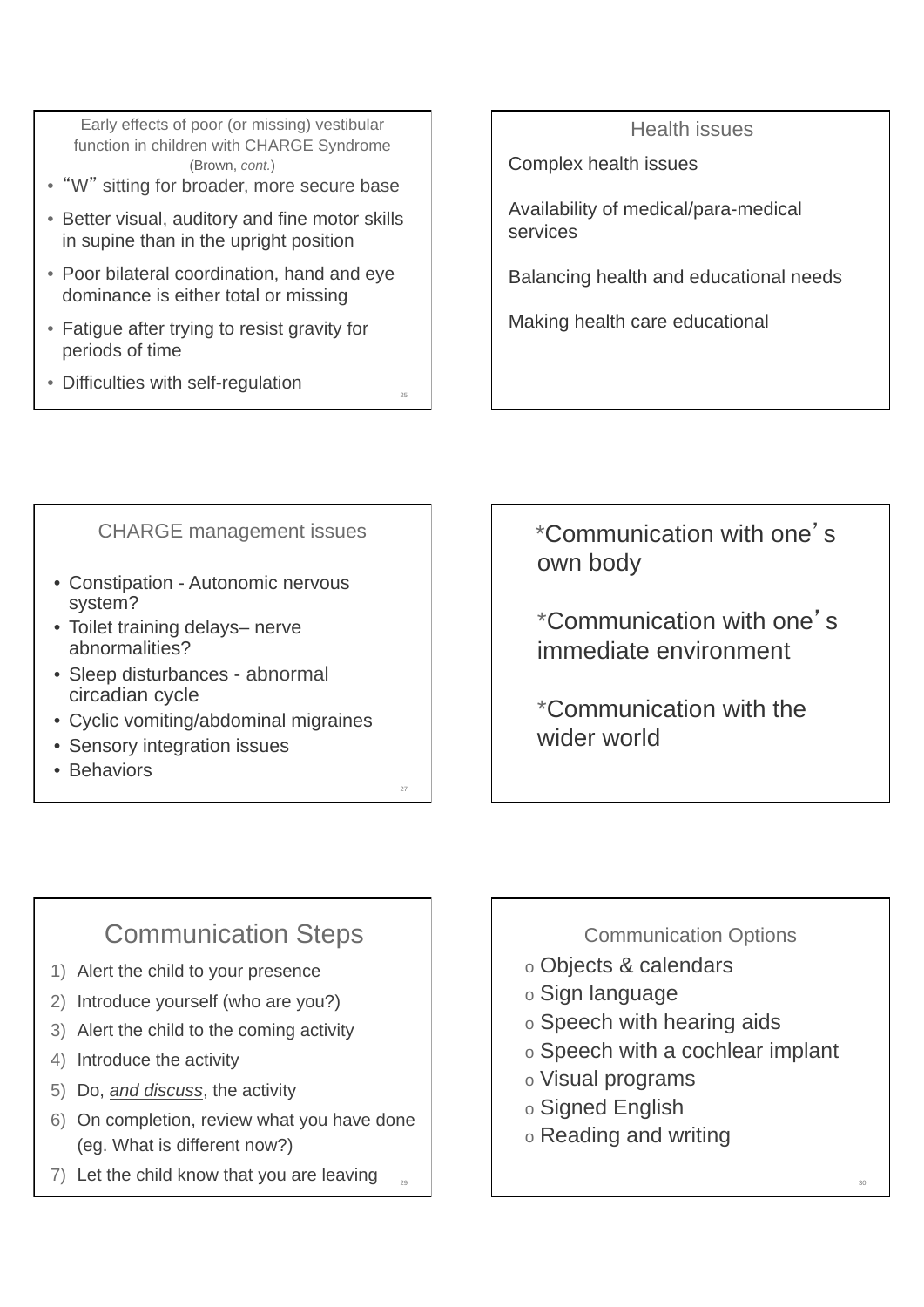## Early effects of poor (or missing) vestibular function in children with CHARGE Syndrome (Brown, *cont.*)

- "W" sitting for broader, more secure base
- Better visual, auditory and fine motor skills in supine than in the upright position
- Poor bilateral coordination, hand and eye dominance is either total or missing
- Fatigue after trying to resist gravity for periods of time
- Difficulties with self-regulation

## Health issues

Complex health issues

Availability of medical/para-medical services

Balancing health and educational needs

Making health care educational

## CHARGE management issues

- Constipation - Autonomic nervous system?
- Toilet training delays– nerve abnormalities?
- Sleep disturbances - abnormal circadian cycle
- Cyclic vomiting/abdominal migraines
- Sensory integration issues
- Behaviors

*Communication with one's own body

*Communication with one's immediate environment

*Communication with the wider world

## Communication Steps

1) Alert the child to your presence
2) Introduce yourself (who are you?)
3) Alert the child to the coming activity
4) Introduce the activity
5) Do, *and discuss*, the activity
6) On completion, review what you have done (eg. What is different now?)
7) Let the child know that you are leaving

## Communication Options

- Objects & calendars
- Sign language
- Speech with hearing aids
- Speech with a cochlear implant
- Visual programs
- Signed English
- Reading and writing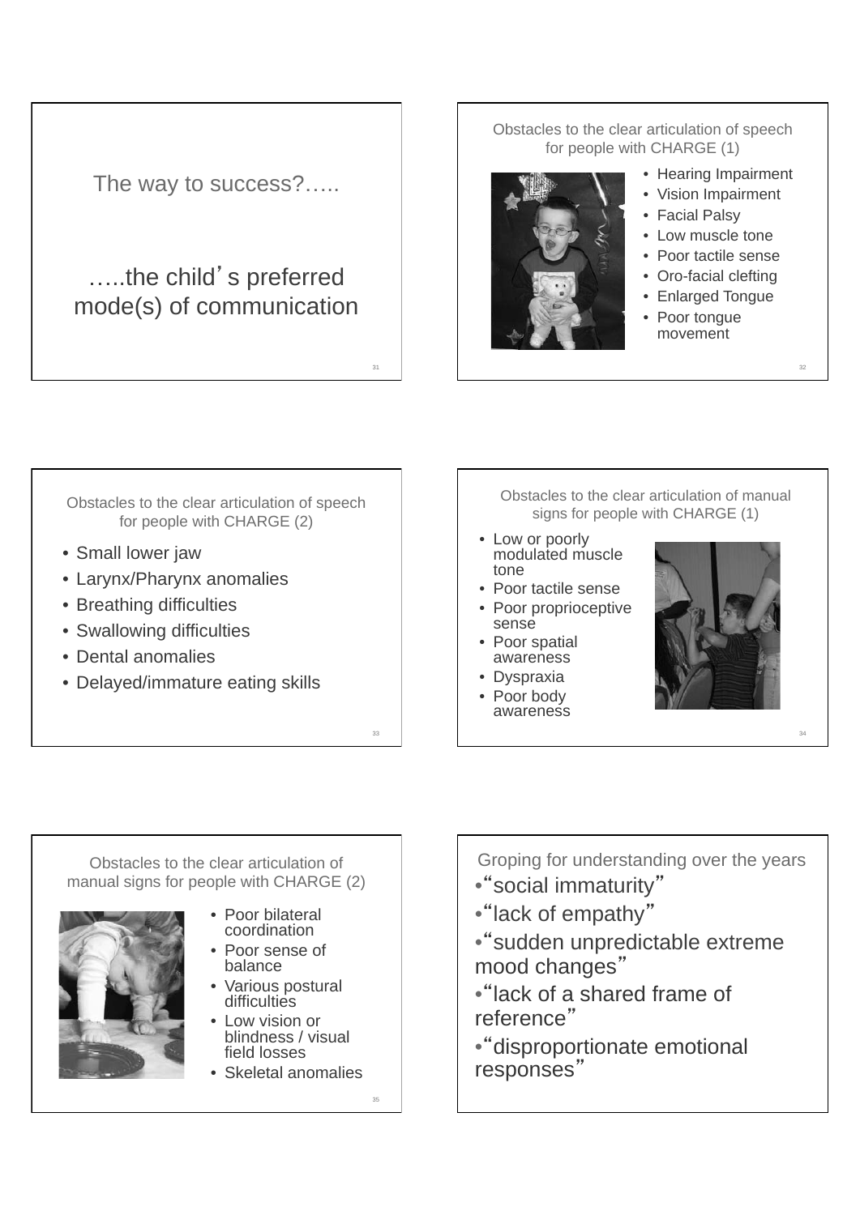## The way to success?…..

…..the child's preferred mode(s) of communication

## Obstacles to the clear articulation of speech for people with CHARGE (1)

- Hearing Impairment
- Vision Impairment
- Facial Palsy
- Low muscle tone
- Poor tactile sense
- Oro-facial clefting
- Enlarged Tongue
- Poor tongue movement

## Obstacles to the clear articulation of speech for people with CHARGE (2)

- Small lower jaw
- Larynx/Pharynx anomalies
- Breathing difficulties
- Swallowing difficulties
- Dental anomalies
- Delayed/immature eating skills

## Obstacles to the clear articulation of manual signs for people with CHARGE (1)

- Low or poorly modulated muscle tone
- Poor tactile sense
- Poor proprioceptive sense
- Poor spatial awareness
- Dyspraxia
- Poor body awareness

## Obstacles to the clear articulation of manual signs for people with CHARGE (2)

- Poor bilateral coordination
- Poor sense of balance
- Various postural difficulties
- Low vision or blindness / visual field losses
- Skeletal anomalies

## Groping for understanding over the years

- "social immaturity"
- "lack of empathy"
- "sudden unpredictable extreme mood changes"
- "lack of a shared frame of reference"
- "disproportionate emotional responses"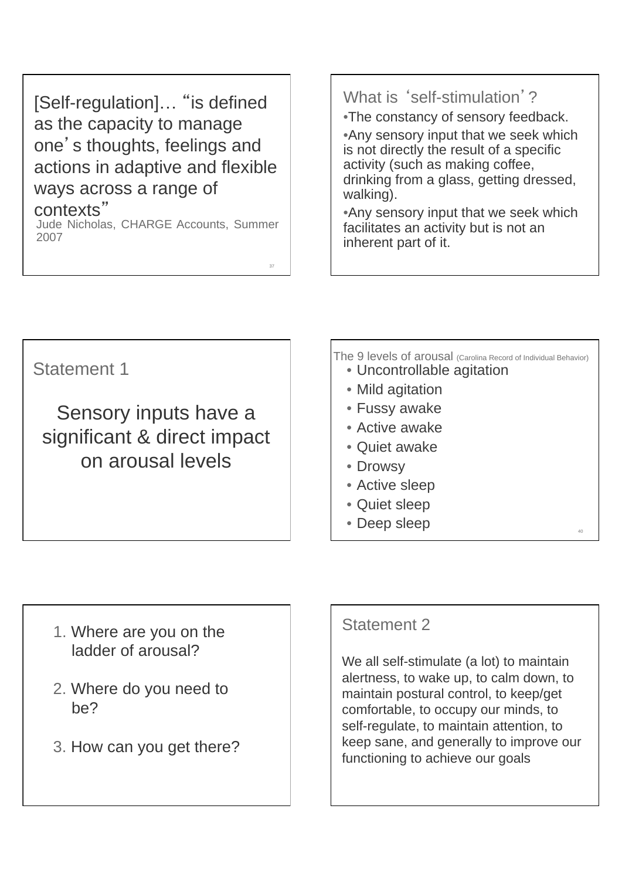[Self-regulation]… "is defined as the capacity to manage one's thoughts, feelings and actions in adaptive and flexible ways across a range of contexts"

Jude Nicholas, CHARGE Accounts, Summer 2007

## What is 'self-stimulation'?

- The constancy of sensory feedback.
- Any sensory input that we seek which is not directly the result of a specific activity (such as making coffee, drinking from a glass, getting dressed, walking).
- Any sensory input that we seek which facilitates an activity but is not an inherent part of it.

## Statement 1

Sensory inputs have a significant & direct impact on arousal levels

## The 9 levels of arousal (Carolina Record of Individual Behavior)

- Uncontrollable agitation
- Mild agitation
- Fussy awake
- Active awake
- Quiet awake
- Drowsy
- Active sleep
- Quiet sleep
- Deep sleep

1. Where are you on the ladder of arousal?
2. Where do you need to be?
3. How can you get there?

## Statement 2

We all self-stimulate (a lot) to maintain alertness, to wake up, to calm down, to maintain postural control, to keep/get comfortable, to occupy our minds, to self-regulate, to maintain attention, to keep sane, and generally to improve our functioning to achieve our goals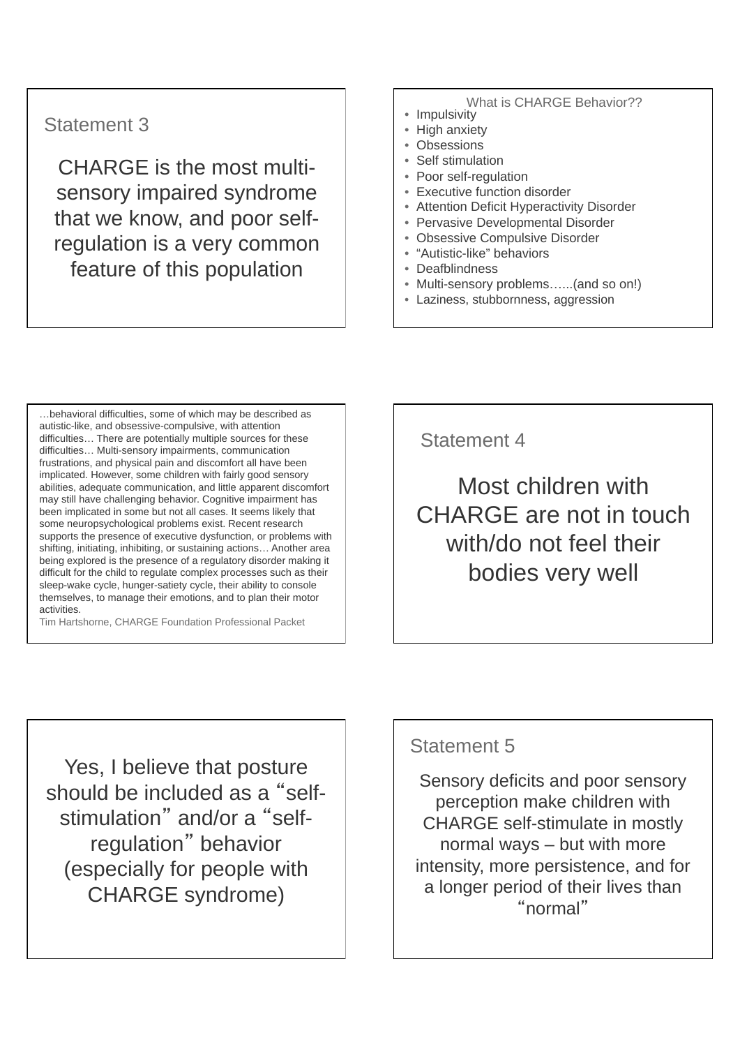## Statement 3

CHARGE is the most multi-sensory impaired syndrome that we know, and poor self-regulation is a very common feature of this population

## What is CHARGE Behavior??

- Impulsivity
- High anxiety
- Obsessions
- Self stimulation
- Poor self-regulation
- Executive function disorder
- Attention Deficit Hyperactivity Disorder
- Pervasive Developmental Disorder
- Obsessive Compulsive Disorder
- “Autistic-like” behaviors
- Deafblindness
- Multi-sensory problems…...(and so on!)
- Laziness, stubbornness, aggression

…behavioral difficulties, some of which may be described as autistic-like, and obsessive-compulsive, with attention difficulties… There are potentially multiple sources for these difficulties… Multi-sensory impairments, communication frustrations, and physical pain and discomfort all have been implicated. However, some children with fairly good sensory abilities, adequate communication, and little apparent discomfort may still have challenging behavior. Cognitive impairment has been implicated in some but not all cases. It seems likely that some neuropsychological problems exist. Recent research supports the presence of executive dysfunction, or problems with shifting, initiating, inhibiting, or sustaining actions… Another area being explored is the presence of a regulatory disorder making it difficult for the child to regulate complex processes such as their sleep-wake cycle, hunger-satiety cycle, their ability to console themselves, to manage their emotions, and to plan their motor activities.

Tim Hartshorne, CHARGE Foundation Professional Packet

## Statement 4

Most children with CHARGE are not in touch with/do not feel their bodies very well

Yes, I believe that posture should be included as a “self-stimulation” and/or a “self-regulation” behavior (especially for people with CHARGE syndrome)

## Statement 5

Sensory deficits and poor sensory perception make children with CHARGE self-stimulate in mostly normal ways – but with more intensity, more persistence, and for a longer period of their lives than “normal”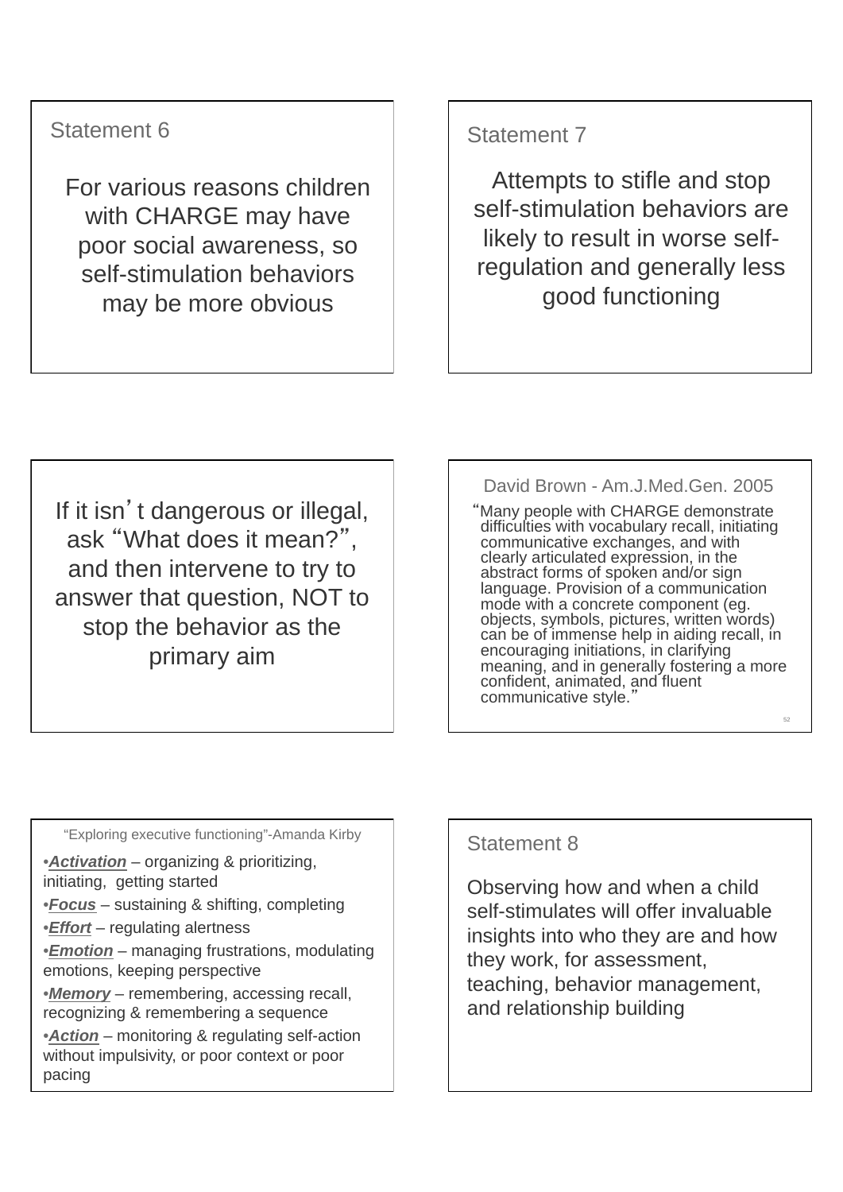## Statement 6

For various reasons children with CHARGE may have poor social awareness, so self-stimulation behaviors may be more obvious

## Statement 7

Attempts to stifle and stop self-stimulation behaviors are likely to result in worse self-regulation and generally less good functioning

If it isn't dangerous or illegal, ask "What does it mean?", and then intervene to try to answer that question, NOT to stop the behavior as the primary aim

## David Brown - Am.J.Med.Gen. 2005

"Many people with CHARGE demonstrate difficulties with vocabulary recall, initiating communicative exchanges, and with clearly articulated expression, in the abstract forms of spoken and/or sign language. Provision of a communication mode with a concrete component (eg. objects, symbols, pictures, written words) can be of immense help in aiding recall, in encouraging initiations, in clarifying meaning, and in generally fostering a more confident, animated, and fluent communicative style."

## "Exploring executive functioning"-Amanda Kirby

- ***Activation*** – organizing & prioritizing, initiating, getting started
- ***Focus*** – sustaining & shifting, completing
- ***Effort*** – regulating alertness
- ***Emotion*** – managing frustrations, modulating emotions, keeping perspective
- ***Memory*** – remembering, accessing recall, recognizing & remembering a sequence
- ***Action*** – monitoring & regulating self-action without impulsivity, or poor context or poor pacing

## Statement 8

Observing how and when a child self-stimulates will offer invaluable insights into who they are and how they work, for assessment, teaching, behavior management, and relationship building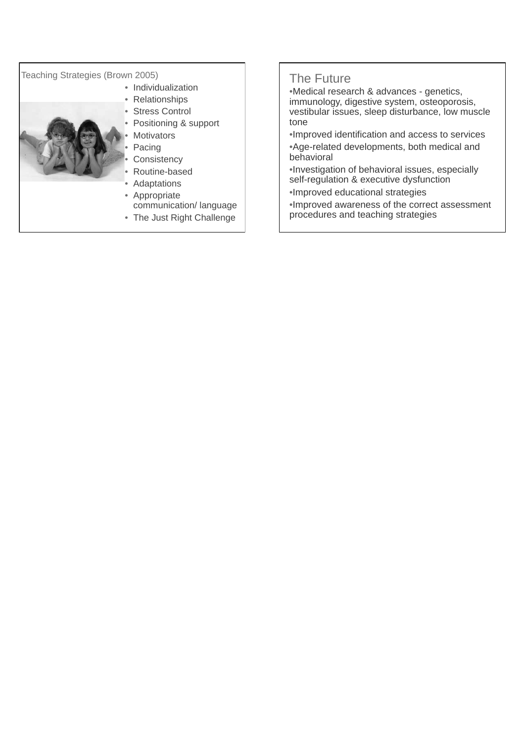## Teaching Strategies (Brown 2005)

- Individualization
- Relationships
- Stress Control
- Positioning & support
- Motivators
- Pacing
- Consistency
- Routine-based
- Adaptations
- Appropriate communication/ language
- The Just Right Challenge

## The Future

- Medical research & advances - genetics, immunology, digestive system, osteoporosis, vestibular issues, sleep disturbance, low muscle tone
- Improved identification and access to services
- Age-related developments, both medical and behavioral
- Investigation of behavioral issues, especially self-regulation & executive dysfunction
- Improved educational strategies
- Improved awareness of the correct assessment procedures and teaching strategies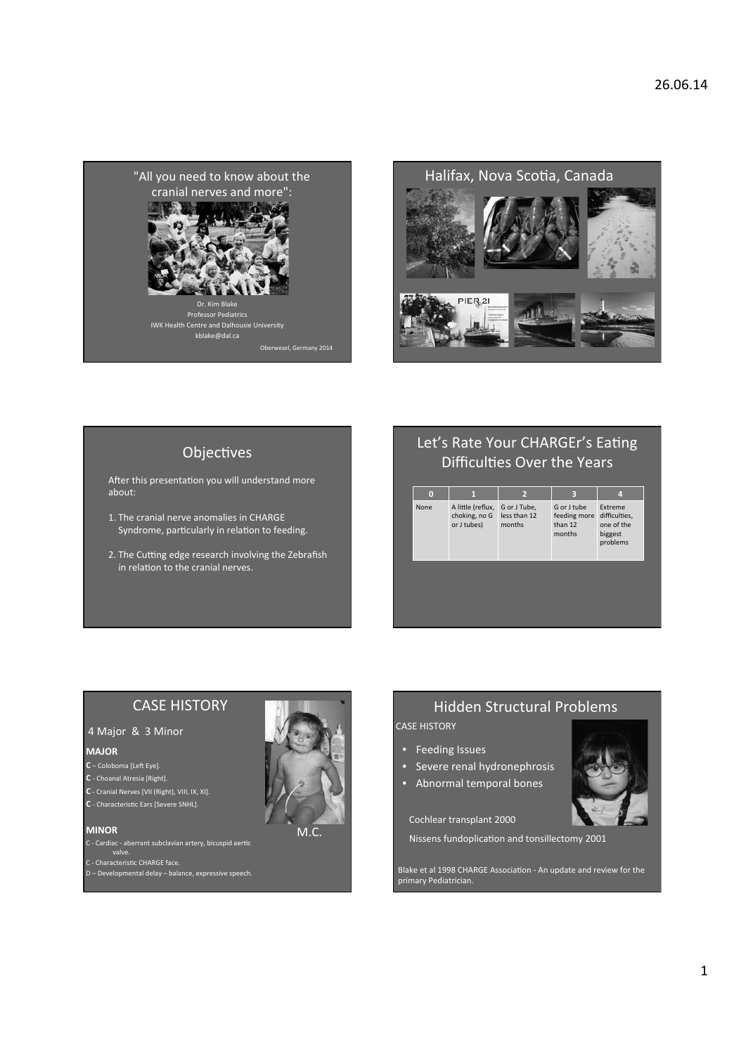## "All you need to know about the cranial nerves and more":

Dr. Kim Blake
Professor Pediatrics
IWK Health Centre and Dalhousie University
kblake@dal.ca

Oberwesel, Germany 2014

## Halifax, Nova Scotia, Canada

PIER 21

## Objectives

After this presentation you will understand more about:

1. The cranial nerve anomalies in CHARGE Syndrome, particularly in relation to feeding.
2. The Cutting edge research involving the Zebrafish in relation to the cranial nerves.

## Let's Rate Your CHARGEr's Eating Difficulties Over the Years

| 0 | 1 | 2 | 3 | 4 |
|---|---|---|---|---|
| None | A little (reflux, choking, no G or J tubes) | G or J Tube, less than 12 months | G or J tube feeding more than 12 months | Extreme difficulties, one of the biggest problems |

## CASE HISTORY

4 Major & 3 Minor

**MAJOR**

**C** – Coloboma [Left Eye].
**C** - Choanal Atresia [Right].
**C** - Cranial Nerves [VII (Right), VIII, IX, XI].
**C** - Characteristic Ears [Severe SNHL].

**MINOR**

C - Cardiac - aberrant subclavian artery, bicuspid aertic valve.
C - Characteristic CHARGE face.
D – Developmental delay – balance, expressive speech.

M.C.

## Hidden Structural Problems

CASE HISTORY

- Feeding Issues
- Severe renal hydronephrosis
- Abnormal temporal bones

Cochlear transplant 2000

Nissens fundoplication and tonsillectomy 2001

Blake et al 1998 CHARGE Association - An update and review for the primary Pediatrician.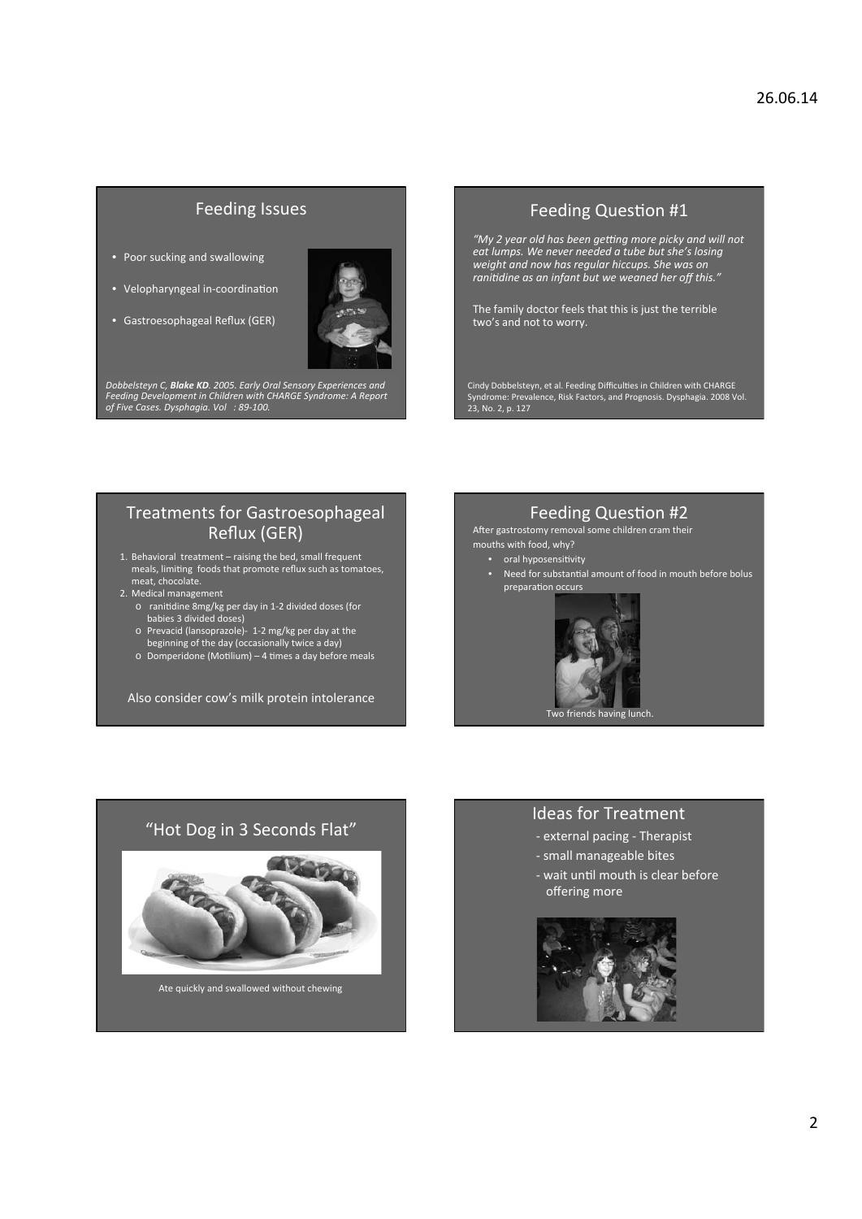## Feeding Issues

- Poor sucking and swallowing
- Velopharyngeal in-coordination
- Gastroesophageal Reflux (GER)

*Dobbelsteyn C, **Blake KD**. 2005. Early Oral Sensory Experiences and Feeding Development in Children with CHARGE Syndrome: A Report of Five Cases. Dysphagia. Vol : 89-100.*

## Feeding Question #1

*"My 2 year old has been getting more picky and will not eat lumps. We never needed a tube but she's losing weight and now has regular hiccups. She was on ranitidine as an infant but we weaned her off this."*

The family doctor feels that this is just the terrible two's and not to worry.

Cindy Dobbelsteyn, et al. Feeding Difficulties in Children with CHARGE Syndrome: Prevalence, Risk Factors, and Prognosis. Dysphagia. 2008 Vol. 23, No. 2, p. 127

## Treatments for Gastroesophageal Reflux (GER)

1. Behavioral treatment – raising the bed, small frequent meals, limiting foods that promote reflux such as tomatoes, meat, chocolate.
2. Medical management
   - ranitidine 8mg/kg per day in 1-2 divided doses (for babies 3 divided doses)
   - Prevacid (lansoprazole)- 1-2 mg/kg per day at the beginning of the day (occasionally twice a day)
   - Domperidone (Motilium) – 4 times a day before meals

Also consider cow's milk protein intolerance

## Feeding Question #2

After gastrostomy removal some children cram their mouths with food, why?

- oral hyposensitivity
- Need for substantial amount of food in mouth before bolus preparation occurs

Two friends having lunch.

## "Hot Dog in 3 Seconds Flat"

Ate quickly and swallowed without chewing

## Ideas for Treatment

- external pacing - Therapist
- small manageable bites
- wait until mouth is clear before offering more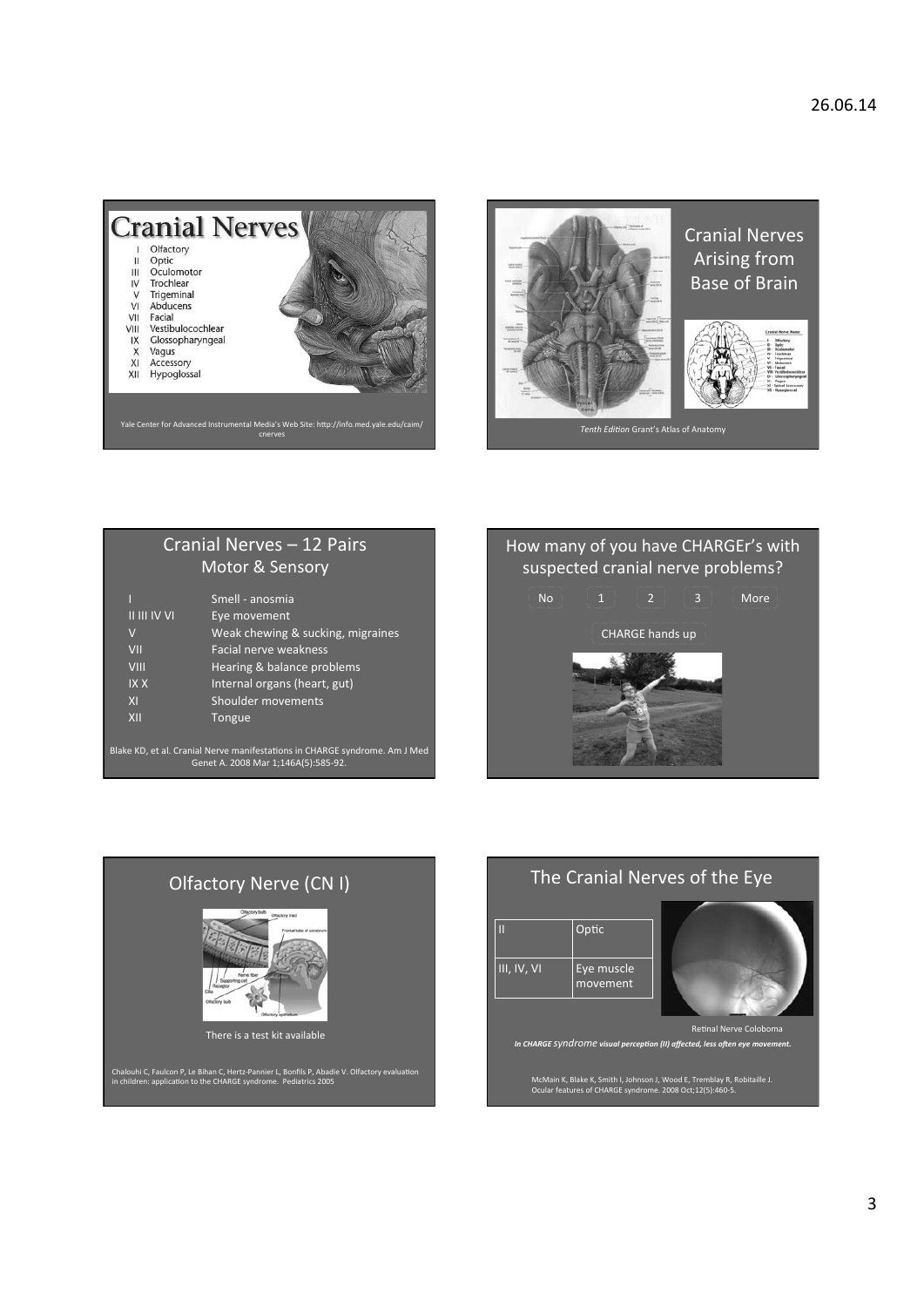# Cranial Nerves

I Olfactory
II Optic
III Oculomotor
IV Trochlear
V Trigeminal
VI Abducens
VII Facial
VIII Vestibulocochlear
IX Glossopharyngeal
X Vagus
XI Accessory
XII Hypoglossal

Yale Center for Advanced Instrumental Media's Web Site: http://info.med.yale.edu/caim/cnerves

## Cranial Nerves Arising from Base of Brain

*Tenth Edition* Grant's Atlas of Anatomy

## Cranial Nerves – 12 Pairs Motor & Sensory

| | |
|---|---|
| I | Smell - anosmia |
| II III IV VI | Eye movement |
| V | Weak chewing & sucking, migraines |
| VII | Facial nerve weakness |
| VIII | Hearing & balance problems |
| IX X | Internal organs (heart, gut) |
| XI | Shoulder movements |
| XII | Tongue |

Blake KD, et al. Cranial Nerve manifestations in CHARGE syndrome. Am J Med Genet A. 2008 Mar 1;146A(5):585-92.

## How many of you have CHARGEr's with suspected cranial nerve problems?

No | 1 | 2 | 3 | More

CHARGE hands up

## Olfactory Nerve (CN I)

There is a test kit available

Chalouhi C, Faulcon P, Le Bihan C, Hertz-Pannier L, Bonfils P, Abadie V. Olfactory evaluation in children: application to the CHARGE syndrome. Pediatrics 2005

## The Cranial Nerves of the Eye

| | |
|---|---|
| II | Optic |
| III, IV, VI | Eye muscle movement |

Retinal Nerve Coloboma

***In CHARGE syndrome visual perception (II) affected, less often eye movement.***

McMain K, Blake K, Smith I, Johnson J, Wood E, Tremblay R, Robitaille J. Ocular features of CHARGE syndrome. 2008 Oct;12(5):460-5.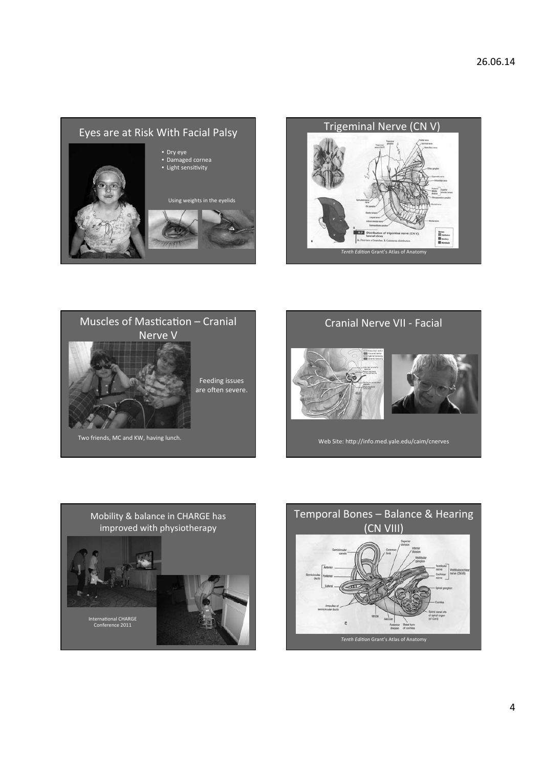## Eyes are at Risk With Facial Palsy

- Dry eye
- Damaged cornea
- Light sensitivity

Using weights in the eyelids

## Trigeminal Nerve (CN V)

*Tenth Edition* Grant's Atlas of Anatomy

## Muscles of Mastication – Cranial Nerve V

Feeding issues are often severe.

Two friends, MC and KW, having lunch.

## Cranial Nerve VII - Facial

Web Site: http://info.med.yale.edu/caim/cnerves

## Mobility & balance in CHARGE has improved with physiotherapy

International CHARGE Conference 2011

## Temporal Bones – Balance & Hearing (CN VIII)

*Tenth Edition* Grant's Atlas of Anatomy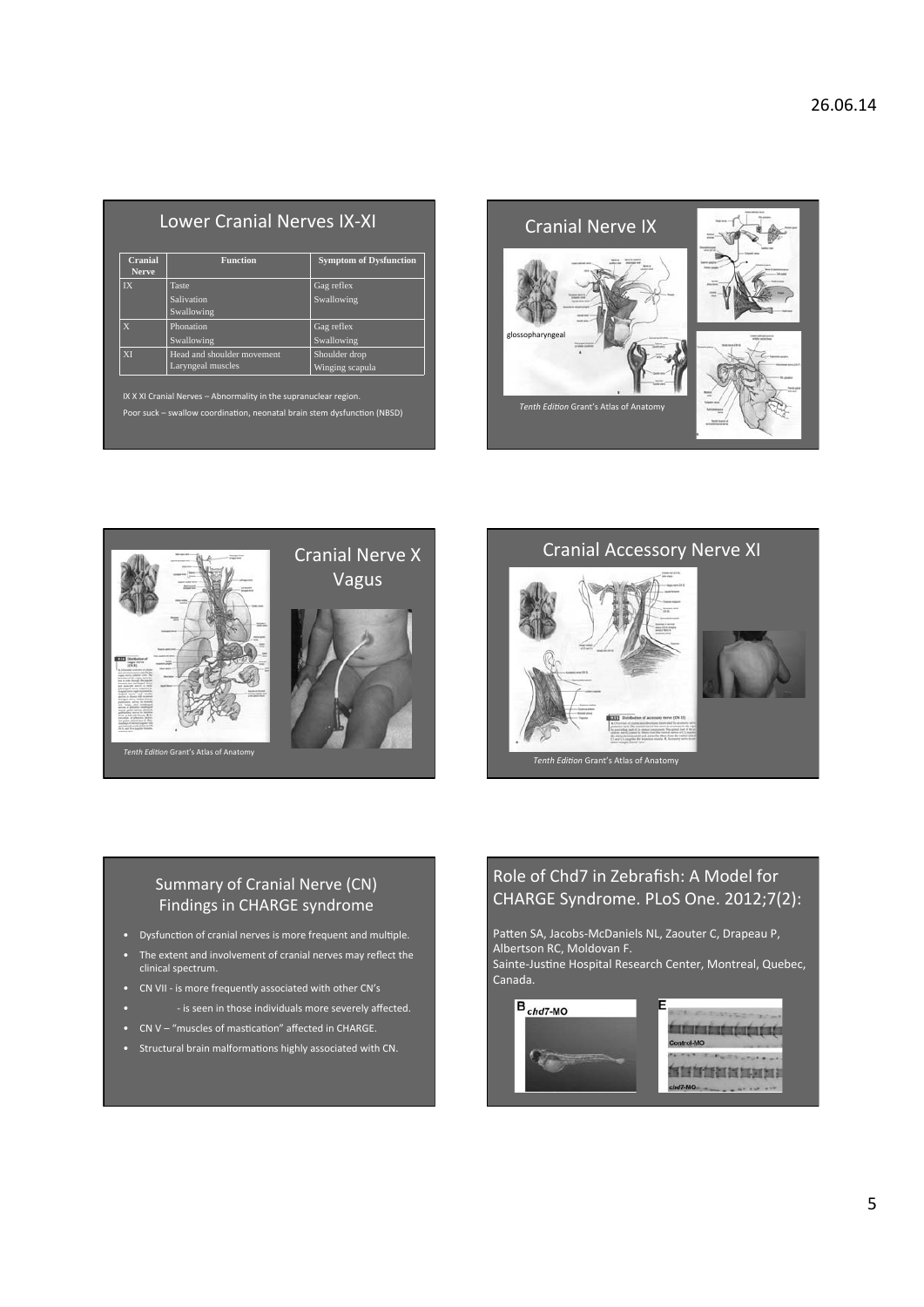## Lower Cranial Nerves IX-XI

| Cranial Nerve | Function | Symptom of Dysfunction |
|---|---|---|
| IX | Taste<br>Salivation<br>Swallowing | Gag reflex<br>Swallowing |
| X | Phonation<br>Swallowing | Gag reflex<br>Swallowing |
| XI | Head and shoulder movement<br>Laryngeal muscles | Shoulder drop<br>Winging scapula |

IX X XI Cranial Nerves – Abnormality in the supranuclear region.

Poor suck – swallow coordination, neonatal brain stem dysfunction (NBSD)

## Cranial Nerve IX

glossopharyngeal

*Tenth Edition* Grant's Atlas of Anatomy

## Cranial Nerve X Vagus

*Tenth Edition* Grant's Atlas of Anatomy

## Cranial Accessory Nerve XI

*Tenth Edition* Grant's Atlas of Anatomy

## Summary of Cranial Nerve (CN) Findings in CHARGE syndrome

- Dysfunction of cranial nerves is more frequent and multiple.
- The extent and involvement of cranial nerves may reflect the clinical spectrum.
- CN VII - is more frequently associated with other CN's
- - is seen in those individuals more severely affected.
- CN V – "muscles of mastication" affected in CHARGE.
- Structural brain malformations highly associated with CN.

## Role of Chd7 in Zebrafish: A Model for CHARGE Syndrome. PLoS One. 2012;7(2):

Patten SA, Jacobs-McDaniels NL, Zaouter C, Drapeau P, Albertson RC, Moldovan F.
Sainte-Justine Hospital Research Center, Montreal, Quebec, Canada.

B chd7-MO

E Control-MO chd7-MO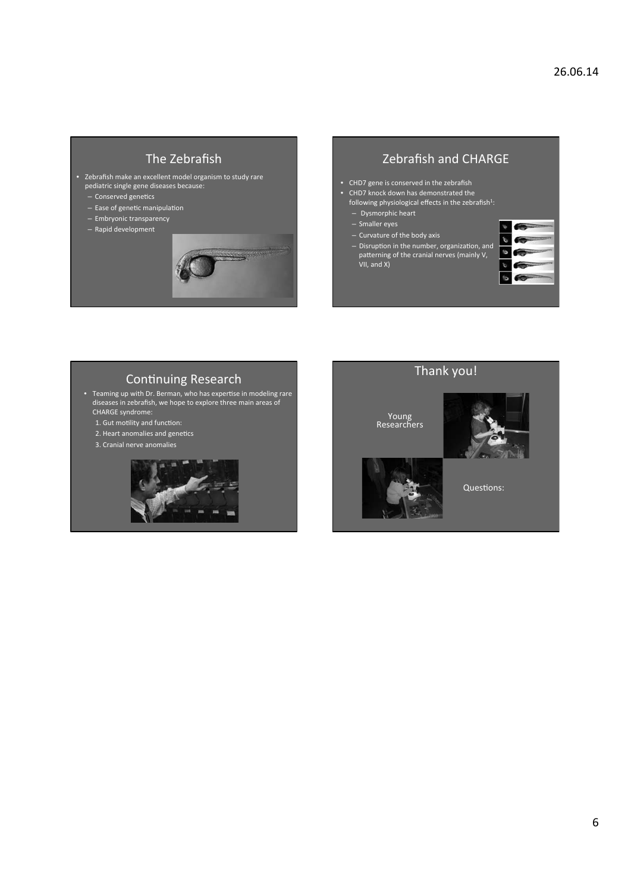## The Zebrafish

- Zebrafish make an excellent model organism to study rare pediatric single gene diseases because:
  - Conserved genetics
  - Ease of genetic manipulation
  - Embryonic transparency
  - Rapid development

## Zebrafish and CHARGE

- CHD7 gene is conserved in the zebrafish
- CHD7 knock down has demonstrated the following physiological effects in the zebrafish[1]:
  - Dysmorphic heart
  - Smaller eyes
  - Curvature of the body axis
  - Disruption in the number, organization, and patterning of the cranial nerves (mainly V, VII, and X)

## Continuing Research

- Teaming up with Dr. Berman, who has expertise in modeling rare diseases in zebrafish, we hope to explore three main areas of CHARGE syndrome:
  1. Gut motility and function:
  2. Heart anomalies and genetics
  3. Cranial nerve anomalies

## Thank you!

Young Researchers

Questions: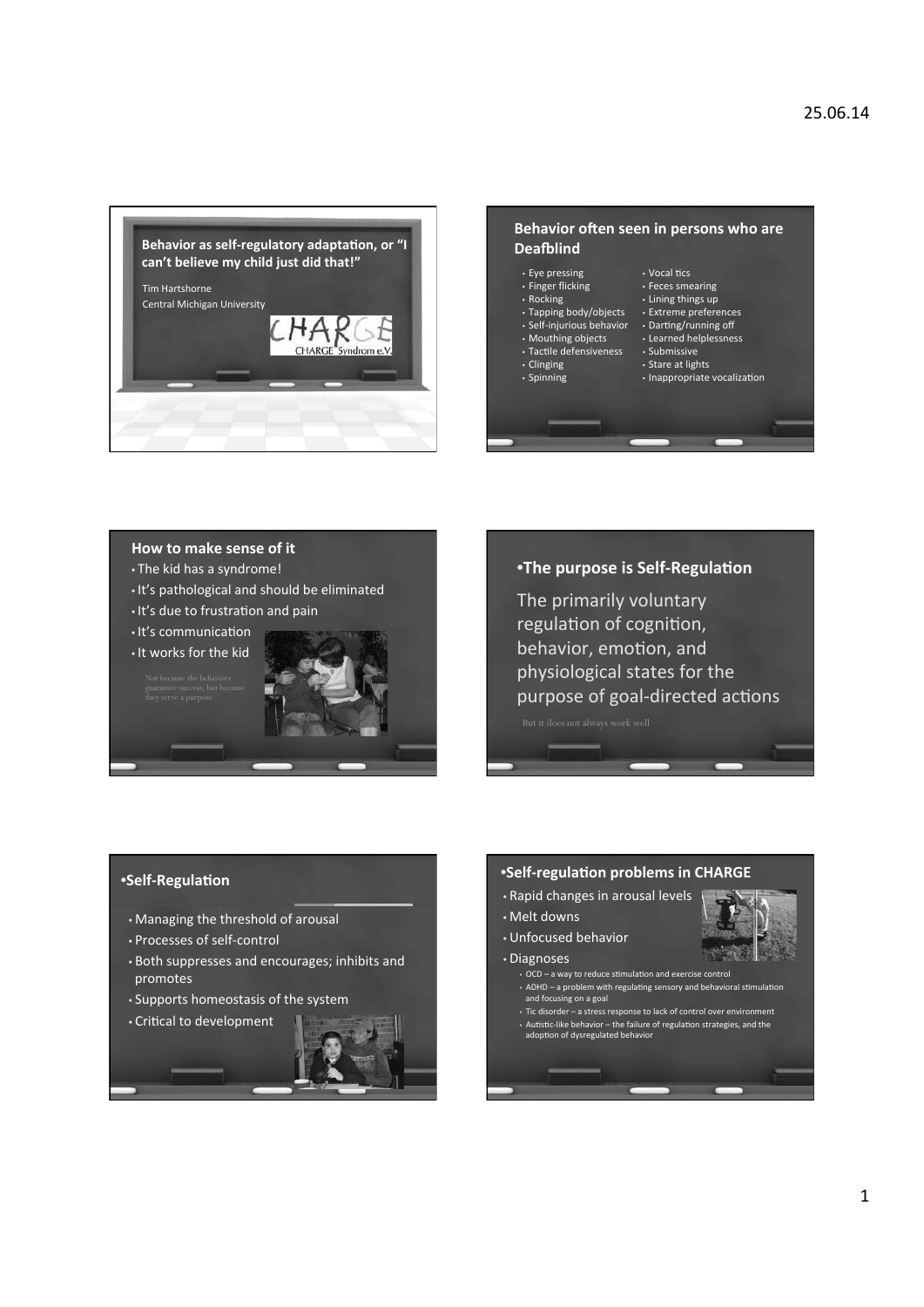## Behavior as self-regulatory adaptation, or "I can't believe my child just did that!"

Tim Hartshorne
Central Michigan University

CHARGE Syndrom e.V.

## Behavior often seen in persons who are Deafblind

- Eye pressing
- Finger flicking
- Rocking
- Tapping body/objects
- Self-injurious behavior
- Mouthing objects
- Tactile defensiveness
- Clinging
- Spinning
- Vocal tics
- Feces smearing
- Lining things up
- Extreme preferences
- Darting/running off
- Learned helplessness
- Submissive
- Stare at lights
- Inappropriate vocalization

## How to make sense of it

- The kid has a syndrome!
- It's pathological and should be eliminated
- It's due to frustration and pain
- It's communication
- It works for the kid

Not because the behaviors guarantee success, but because they serve a purpose

## •The purpose is Self-Regulation

The primarily voluntary regulation of cognition, behavior, emotion, and physiological states for the purpose of goal-directed actions

But it does not always work well

## •Self-Regulation

- Managing the threshold of arousal
- Processes of self-control
- Both suppresses and encourages; inhibits and promotes
- Supports homeostasis of the system
- Critical to development

## •Self-regulation problems in CHARGE

- Rapid changes in arousal levels
- Melt downs
- Unfocused behavior
- Diagnoses
  - OCD – a way to reduce stimulation and exercise control
  - ADHD – a problem with regulating sensory and behavioral stimulation and focusing on a goal
  - Tic disorder – a stress response to lack of control over environment
  - Autistic-like behavior – the failure of regulation strategies, and the adoption of dysregulated behavior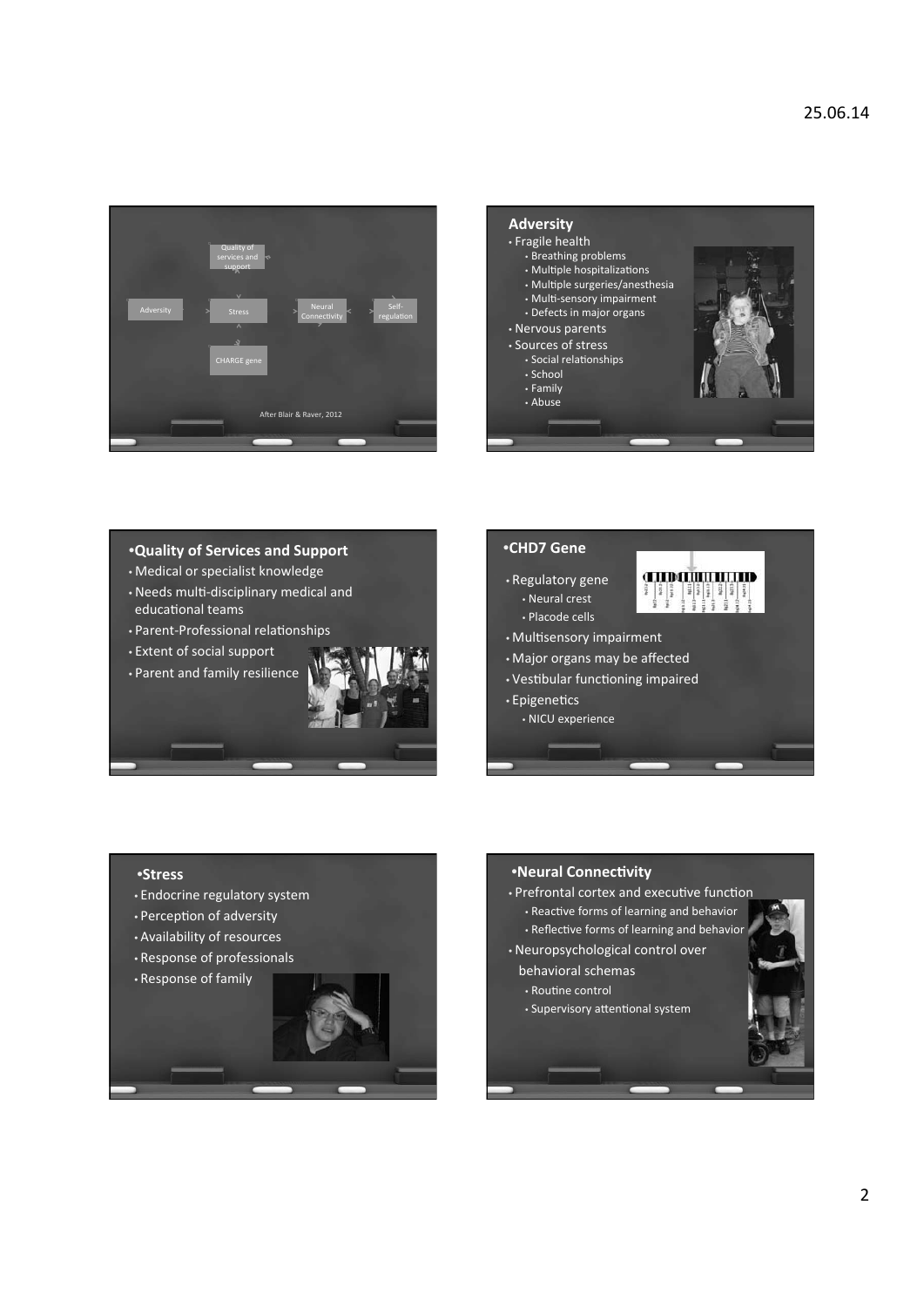Quality of services and support

Adversity

Stress

Neural Connectivity

Self-regulation

CHARGE gene

After Blair & Raver, 2012

## Adversity

- Fragile health
  - Breathing problems
  - Multiple hospitalizations
  - Multiple surgeries/anesthesia
  - Multi-sensory impairment
  - Defects in major organs
- Nervous parents
- Sources of stress
  - Social relationships
  - School
  - Family
  - Abuse

## Quality of Services and Support

- Medical or specialist knowledge
- Needs multi-disciplinary medical and educational teams
- Parent-Professional relationships
- Extent of social support
- Parent and family resilience

## CHD7 Gene

- Regulatory gene
  - Neural crest
  - Placode cells
- Multisensory impairment
- Major organs may be affected
- Vestibular functioning impaired
- Epigenetics
  - NICU experience

## Stress

- Endocrine regulatory system
- Perception of adversity
- Availability of resources
- Response of professionals
- Response of family

## Neural Connectivity

- Prefrontal cortex and executive function
  - Reactive forms of learning and behavior
  - Reflective forms of learning and behavior
- Neuropsychological control over behavioral schemas
  - Routine control
  - Supervisory attentional system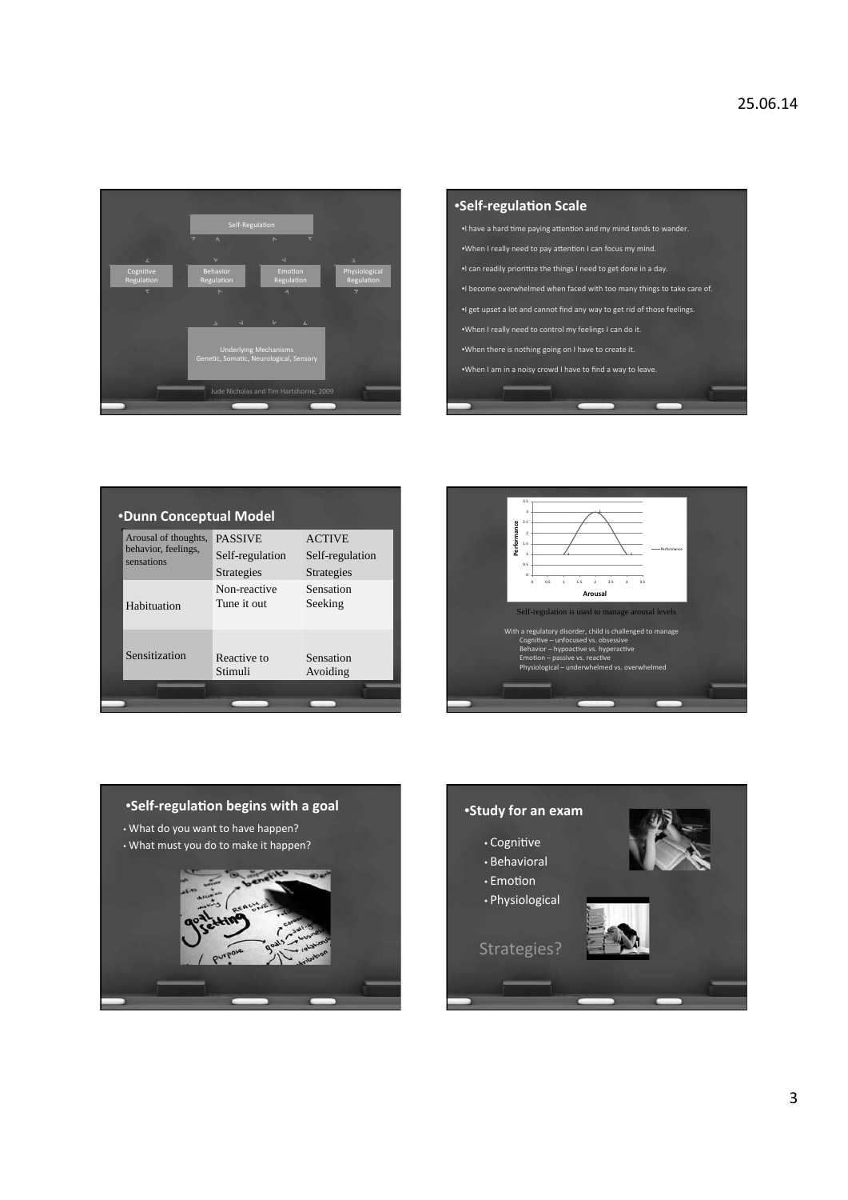Self-Regulation

Cognitive Regulation | Behavior Regulation | Emotion Regulation | Physiological Regulation

Underlying Mechanisms
Genetic, Somatic, Neurological, Sensory

Jude Nicholas and Tim Hartshorne, 2009

## •Self-regulation Scale

- •I have a hard time paying attention and my mind tends to wander.
- •When I really need to pay attention I can focus my mind.
- •I can readily prioritize the things I need to get done in a day.
- •I become overwhelmed when faced with too many things to take care of.
- •I get upset a lot and cannot find any way to get rid of those feelings.
- •When I really need to control my feelings I can do it.
- •When there is nothing going on I have to create it.
- •When I am in a noisy crowd I have to find a way to leave.

## •Dunn Conceptual Model

| Arousal of thoughts, behavior, feelings, sensations | PASSIVE Self-regulation Strategies | ACTIVE Self-regulation Strategies |
|---|---|---|
| Habituation | Non-reactive Tune it out | Sensation Seeking |
| Sensitization | Reactive to Stimuli | Sensation Avoiding |

Performance vs. Arousal

Self-regulation is used to manage arousal levels

With a regulatory disorder, child is challenged to manage
- Cognitive – unfocused vs. obsessive
- Behavior – hypoactive vs. hyperactive
- Emotion – passive vs. reactive
- Physiological – underwhelmed vs. overwhelmed

## •Self-regulation begins with a goal

- What do you want to have happen?
- What must you do to make it happen?

## •Study for an exam

- Cognitive
- Behavioral
- Emotion
- Physiological

Strategies?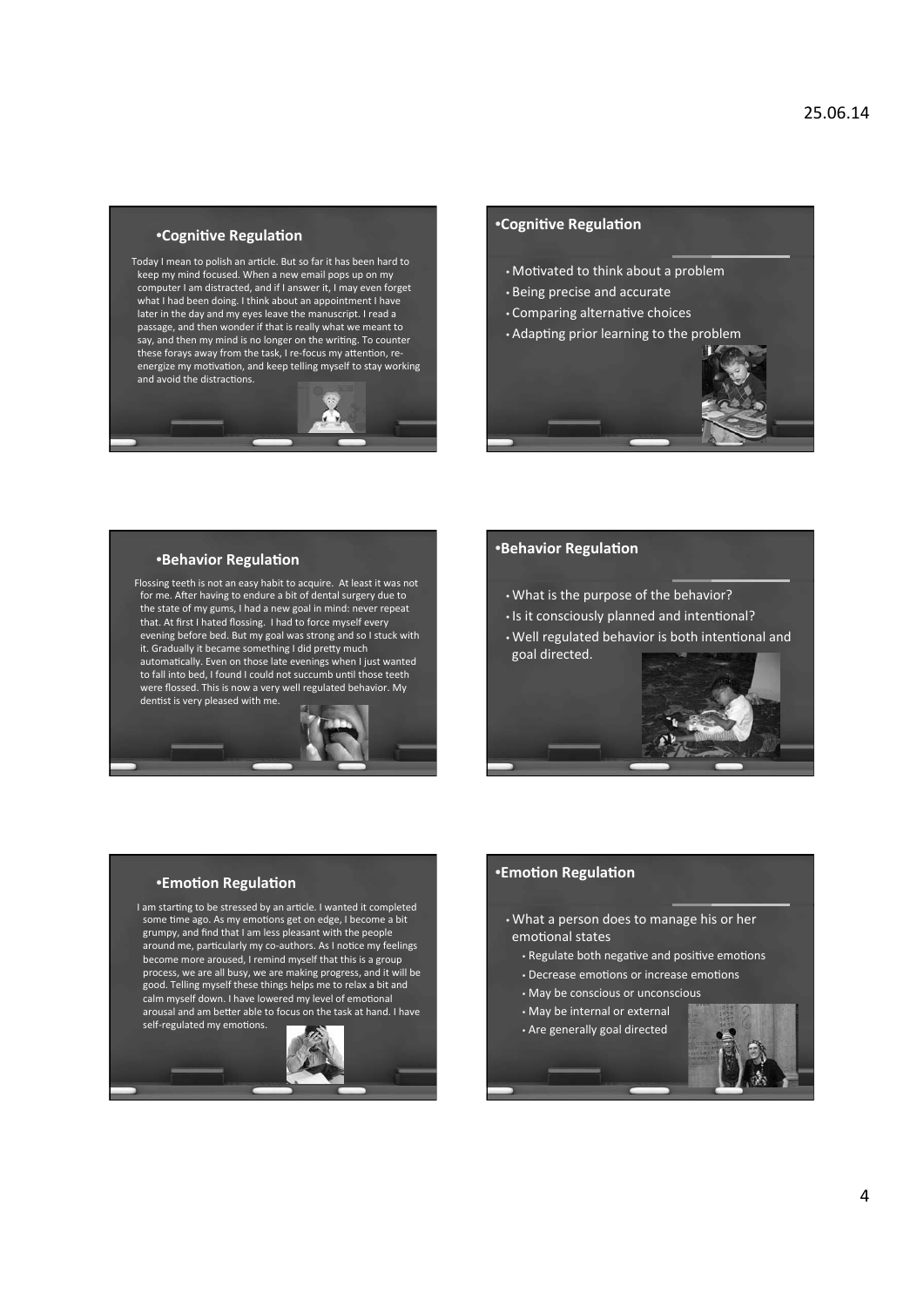## Cognitive Regulation

Today I mean to polish an article. But so far it has been hard to keep my mind focused. When a new email pops up on my computer I am distracted, and if I answer it, I may even forget what I had been doing. I think about an appointment I have later in the day and my eyes leave the manuscript. I read a passage, and then wonder if that is really what we meant to say, and then my mind is no longer on the writing. To counter these forays away from the task, I re-focus my attention, re-energize my motivation, and keep telling myself to stay working and avoid the distractions.

## Cognitive Regulation

- Motivated to think about a problem
- Being precise and accurate
- Comparing alternative choices
- Adapting prior learning to the problem

## Behavior Regulation

Flossing teeth is not an easy habit to acquire. At least it was not for me. After having to endure a bit of dental surgery due to the state of my gums, I had a new goal in mind: never repeat that. At first I hated flossing. I had to force myself every evening before bed. But my goal was strong and so I stuck with it. Gradually it became something I did pretty much automatically. Even on those late evenings when I just wanted to fall into bed, I found I could not succumb until those teeth were flossed. This is now a very well regulated behavior. My dentist is very pleased with me.

## Behavior Regulation

- What is the purpose of the behavior?
- Is it consciously planned and intentional?
- Well regulated behavior is both intentional and goal directed.

## Emotion Regulation

I am starting to be stressed by an article. I wanted it completed some time ago. As my emotions get on edge, I become a bit grumpy, and find that I am less pleasant with the people around me, particularly my co-authors. As I notice my feelings become more aroused, I remind myself that this is a group process, we are all busy, we are making progress, and it will be good. Telling myself these things helps me to relax a bit and calm myself down. I have lowered my level of emotional arousal and am better able to focus on the task at hand. I have self-regulated my emotions.

## Emotion Regulation

- What a person does to manage his or her emotional states
  - Regulate both negative and positive emotions
  - Decrease emotions or increase emotions
  - May be conscious or unconscious
  - May be internal or external
  - Are generally goal directed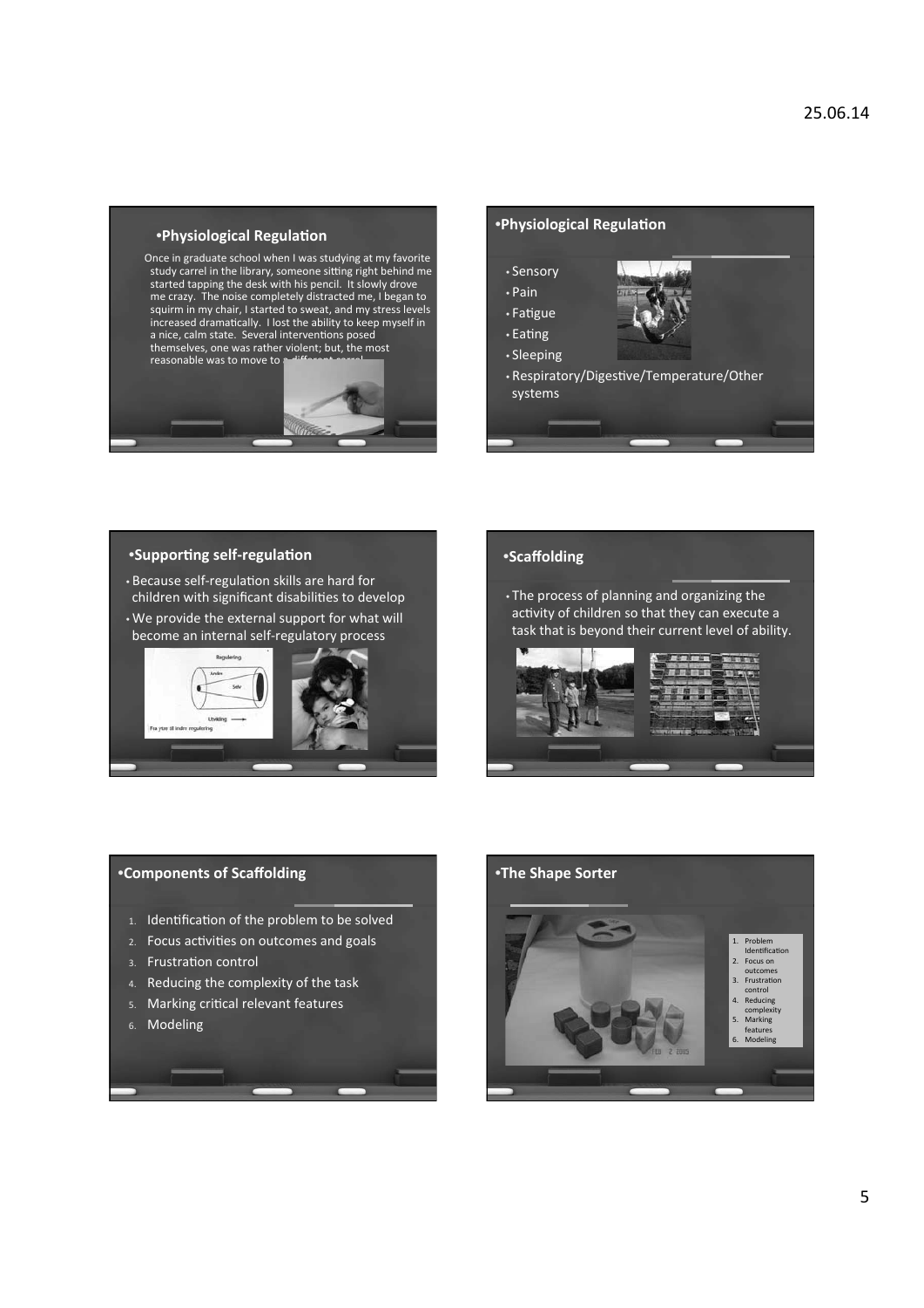## Physiological Regulation

Once in graduate school when I was studying at my favorite study carrel in the library, someone sitting right behind me started tapping the desk with his pencil. It slowly drove me crazy. The noise completely distracted me, I began to squirm in my chair, I started to sweat, and my stress levels increased dramatically. I lost the ability to keep myself in a nice, calm state. Several interventions posed themselves, one was rather violent; but, the most reasonable was to move to a different carrel.

## Physiological Regulation

- Sensory
- Pain
- Fatigue
- Eating
- Sleeping
- Respiratory/Digestive/Temperature/Other systems

## Supporting self-regulation

- Because self-regulation skills are hard for children with significant disabilities to develop
- We provide the external support for what will become an internal self-regulatory process

## Scaffolding

- The process of planning and organizing the activity of children so that they can execute a task that is beyond their current level of ability.

## Components of Scaffolding

1. Identification of the problem to be solved
2. Focus activities on outcomes and goals
3. Frustration control
4. Reducing the complexity of the task
5. Marking critical relevant features
6. Modeling

## The Shape Sorter

1. Problem Identification
2. Focus on outcomes
3. Frustration control
4. Reducing complexity
5. Marking features
6. Modeling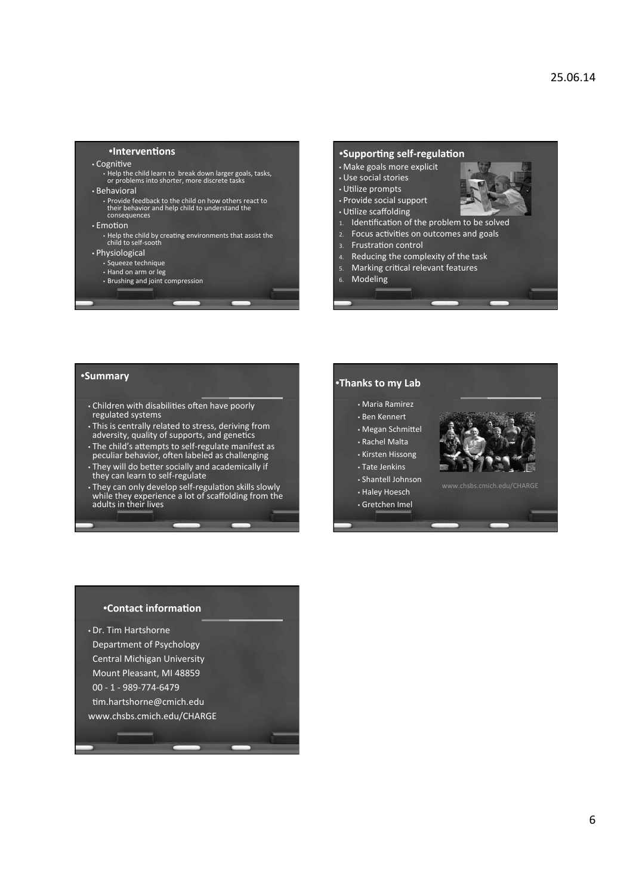## Interventions

- Cognitive
  - Help the child learn to break down larger goals, tasks, or problems into shorter, more discrete tasks
- Behavioral
  - Provide feedback to the child on how others react to their behavior and help child to understand the consequences
- Emotion
  - Help the child by creating environments that assist the child to self-sooth
- Physiological
  - Squeeze technique
  - Hand on arm or leg
  - Brushing and joint compression

## Supporting self-regulation

- Make goals more explicit
- Use social stories
- Utilize prompts
- Provide social support
- Utilize scaffolding

1. Identification of the problem to be solved
2. Focus activities on outcomes and goals
3. Frustration control
4. Reducing the complexity of the task
5. Marking critical relevant features
6. Modeling

## Summary

- Children with disabilities often have poorly regulated systems
- This is centrally related to stress, deriving from adversity, quality of supports, and genetics
- The child's attempts to self-regulate manifest as peculiar behavior, often labeled as challenging
- They will do better socially and academically if they can learn to self-regulate
- They can only develop self-regulation skills slowly while they experience a lot of scaffolding from the adults in their lives

## Thanks to my Lab

- Maria Ramirez
- Ben Kennert
- Megan Schmittel
- Rachel Malta
- Kirsten Hissong
- Tate Jenkins
- Shantell Johnson
- Haley Hoesch
- Gretchen Imel

www.chsbs.cmich.edu/CHARGE

## Contact information

- Dr. Tim Hartshorne
  Department of Psychology
  Central Michigan University
  Mount Pleasant, MI 48859
  00 - 1 - 989-774-6479
  tim.hartshorne@cmich.edu

www.chsbs.cmich.edu/CHARGE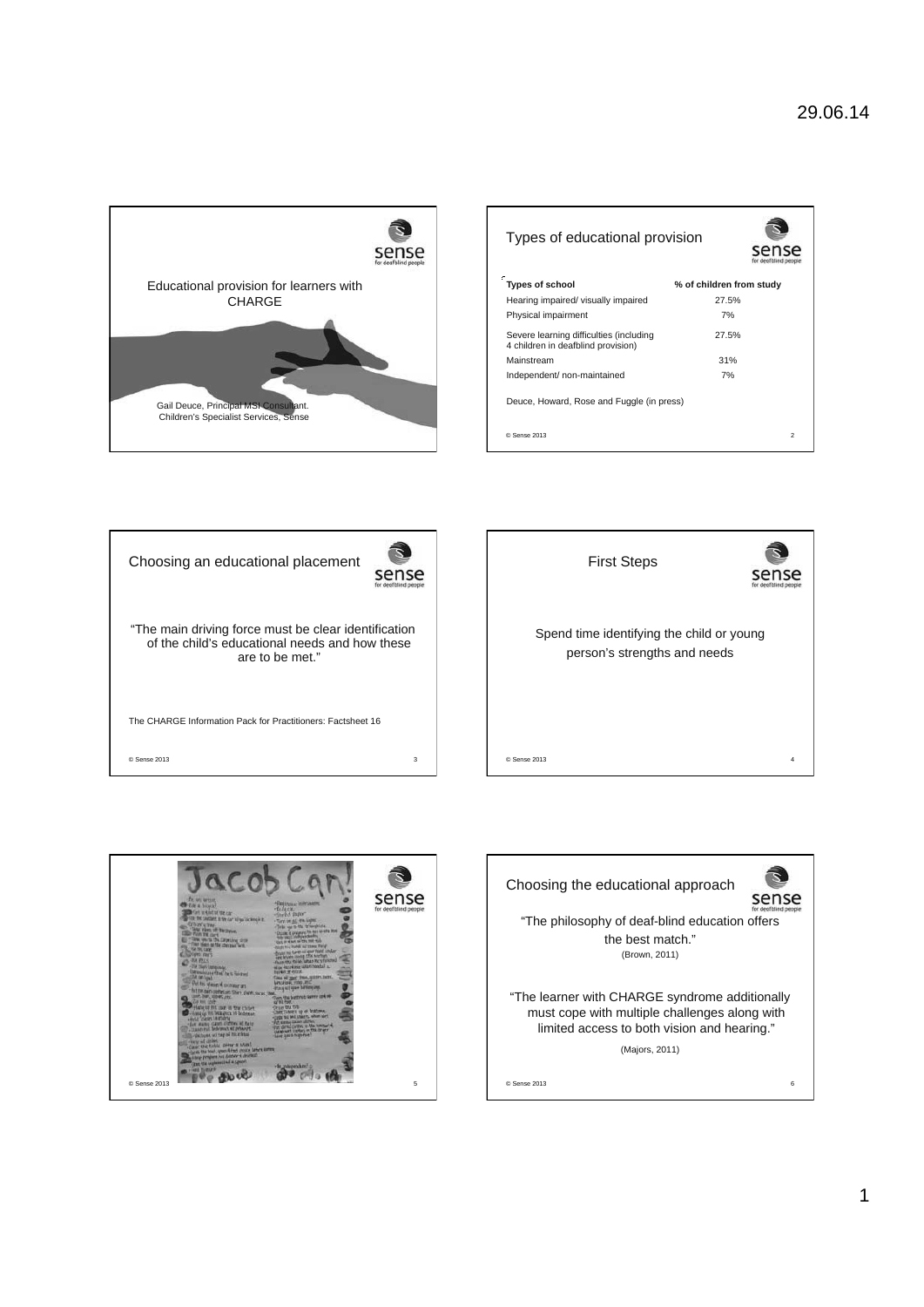## Educational provision for learners with CHARGE

Gail Deuce, Principal MSI Consultant.
Children's Specialist Services, Sense

## Types of educational provision

| Types of school | % of children from study |
|---|---|
| Hearing impaired/ visually impaired | 27.5% |
| Physical impairment | 7% |
| Severe learning difficulties (including 4 children in deafblind provision) | 27.5% |
| Mainstream | 31% |
| Independent/ non-maintained | 7% |

Deuce, Howard, Rose and Fuggle (in press)

© Sense 2013

## Choosing an educational placement

"The main driving force must be clear identification of the child's educational needs and how these are to be met."

The CHARGE Information Pack for Practitioners: Factsheet 16

© Sense 2013

## First Steps

Spend time identifying the child or young person's strengths and needs

© Sense 2013

## Jacob Can!

© Sense 2013

## Choosing the educational approach

"The philosophy of deaf-blind education offers the best match."
(Brown, 2011)

"The learner with CHARGE syndrome additionally must cope with multiple challenges along with limited access to both vision and hearing."

(Majors, 2011)

© Sense 2013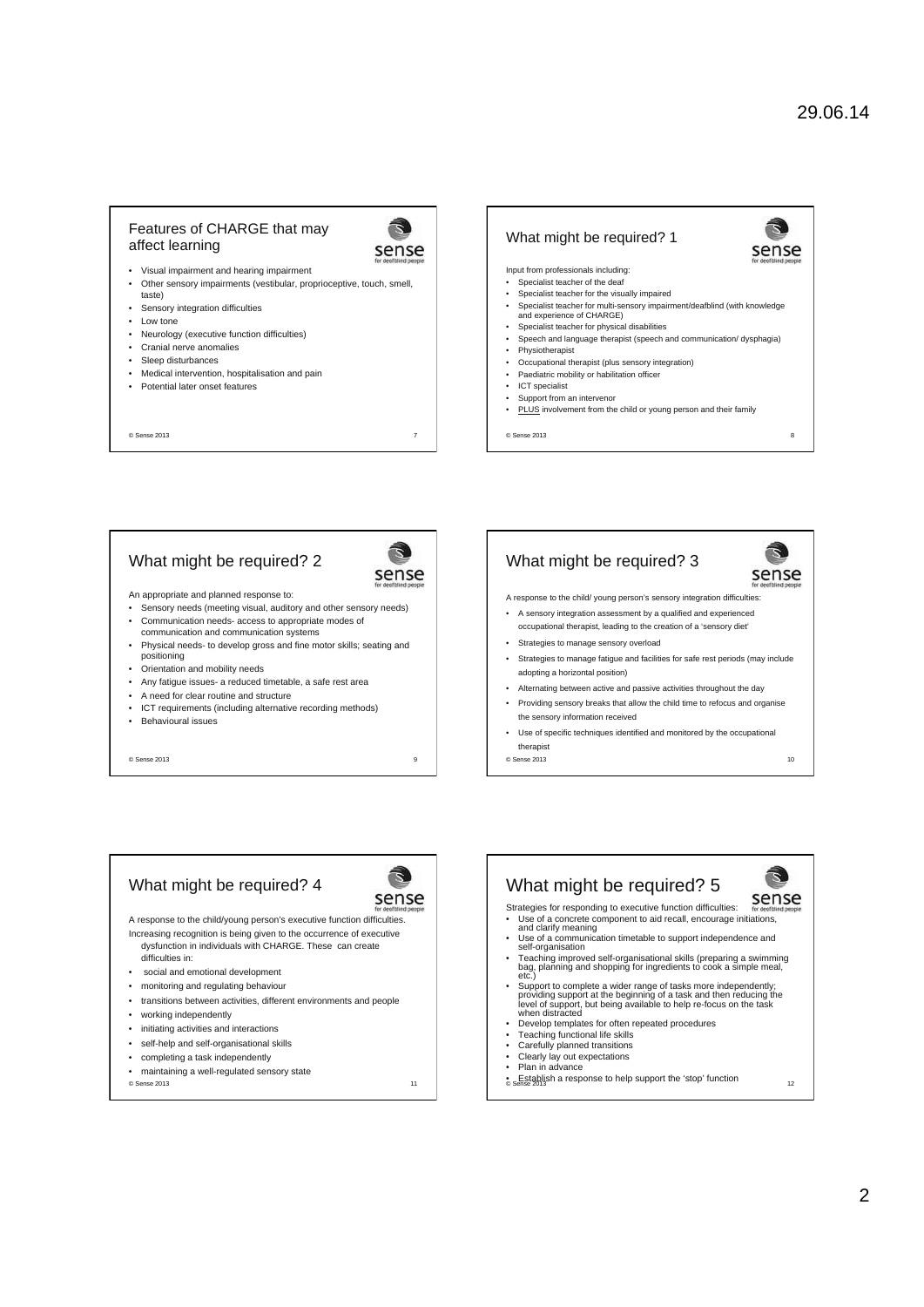## Features of CHARGE that may affect learning

- Visual impairment and hearing impairment
- Other sensory impairments (vestibular, proprioceptive, touch, smell, taste)
- Sensory integration difficulties
- Low tone
- Neurology (executive function difficulties)
- Cranial nerve anomalies
- Sleep disturbances
- Medical intervention, hospitalisation and pain
- Potential later onset features

© Sense 2013

## What might be required? 1

Input from professionals including:

- Specialist teacher of the deaf
- Specialist teacher for the visually impaired
- Specialist teacher for multi-sensory impairment/deafblind (with knowledge and experience of CHARGE)
- Specialist teacher for physical disabilities
- Speech and language therapist (speech and communication/ dysphagia)
- Physiotherapist
- Occupational therapist (plus sensory integration)
- Paediatric mobility or habilitation officer
- ICT specialist
- Support from an intervenor
- PLUS involvement from the child or young person and their family

© Sense 2013

## What might be required? 2

An appropriate and planned response to:

- Sensory needs (meeting visual, auditory and other sensory needs)
- Communication needs- access to appropriate modes of communication and communication systems
- Physical needs- to develop gross and fine motor skills; seating and positioning
- Orientation and mobility needs
- Any fatigue issues- a reduced timetable, a safe rest area
- A need for clear routine and structure
- ICT requirements (including alternative recording methods)
- Behavioural issues

© Sense 2013

## What might be required? 3

A response to the child/ young person's sensory integration difficulties:

- A sensory integration assessment by a qualified and experienced occupational therapist, leading to the creation of a 'sensory diet'
- Strategies to manage sensory overload
- Strategies to manage fatigue and facilities for safe rest periods (may include adopting a horizontal position)
- Alternating between active and passive activities throughout the day
- Providing sensory breaks that allow the child time to refocus and organise the sensory information received
- Use of specific techniques identified and monitored by the occupational therapist

© Sense 2013

## What might be required? 4

A response to the child/young person's executive function difficulties.

Increasing recognition is being given to the occurrence of executive dysfunction in individuals with CHARGE. These can create difficulties in:

- social and emotional development
- monitoring and regulating behaviour
- transitions between activities, different environments and people
- working independently
- initiating activities and interactions
- self-help and self-organisational skills
- completing a task independently
- maintaining a well-regulated sensory state

© Sense 2013

## What might be required? 5

Strategies for responding to executive function difficulties:

- Use of a concrete component to aid recall, encourage initiations, and clarify meaning
- Use of a communication timetable to support independence and self-organisation
- Teaching improved self-organisational skills (preparing a swimming bag, planning and shopping for ingredients to cook a simple meal, etc.)
- Support to complete a wider range of tasks more independently; providing support at the beginning of a task and then reducing the level of support, but being available to help re-focus on the task when distracted
- Develop templates for often repeated procedures
- Teaching functional life skills
- Carefully planned transitions
- Clearly lay out expectations
- Plan in advance
- Establish a response to help support the 'stop' function

© Sense 2013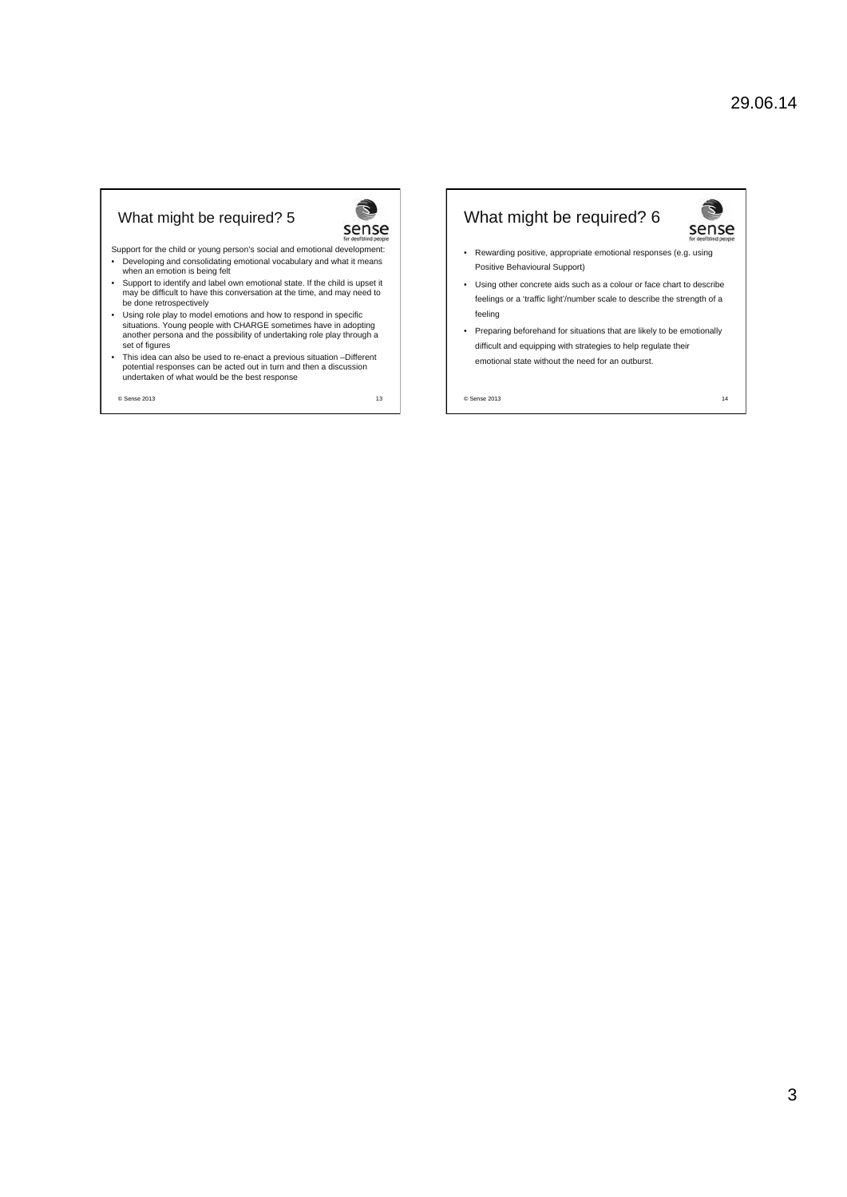## What might be required? 5

Support for the child or young person's social and emotional development:

- Developing and consolidating emotional vocabulary and what it means when an emotion is being felt
- Support to identify and label own emotional state. If the child is upset it may be difficult to have this conversation at the time, and may need to be done retrospectively
- Using role play to model emotions and how to respond in specific situations. Young people with CHARGE sometimes have in adopting another persona and the possibility of undertaking role play through a set of figures
- This idea can also be used to re-enact a previous situation –Different potential responses can be acted out in turn and then a discussion undertaken of what would be the best response

© Sense 2013

## What might be required? 6

- Rewarding positive, appropriate emotional responses (e.g. using Positive Behavioural Support)
- Using other concrete aids such as a colour or face chart to describe feelings or a 'traffic light'/number scale to describe the strength of a feeling
- Preparing beforehand for situations that are likely to be emotionally difficult and equipping with strategies to help regulate their emotional state without the need for an outburst.

© Sense 2013